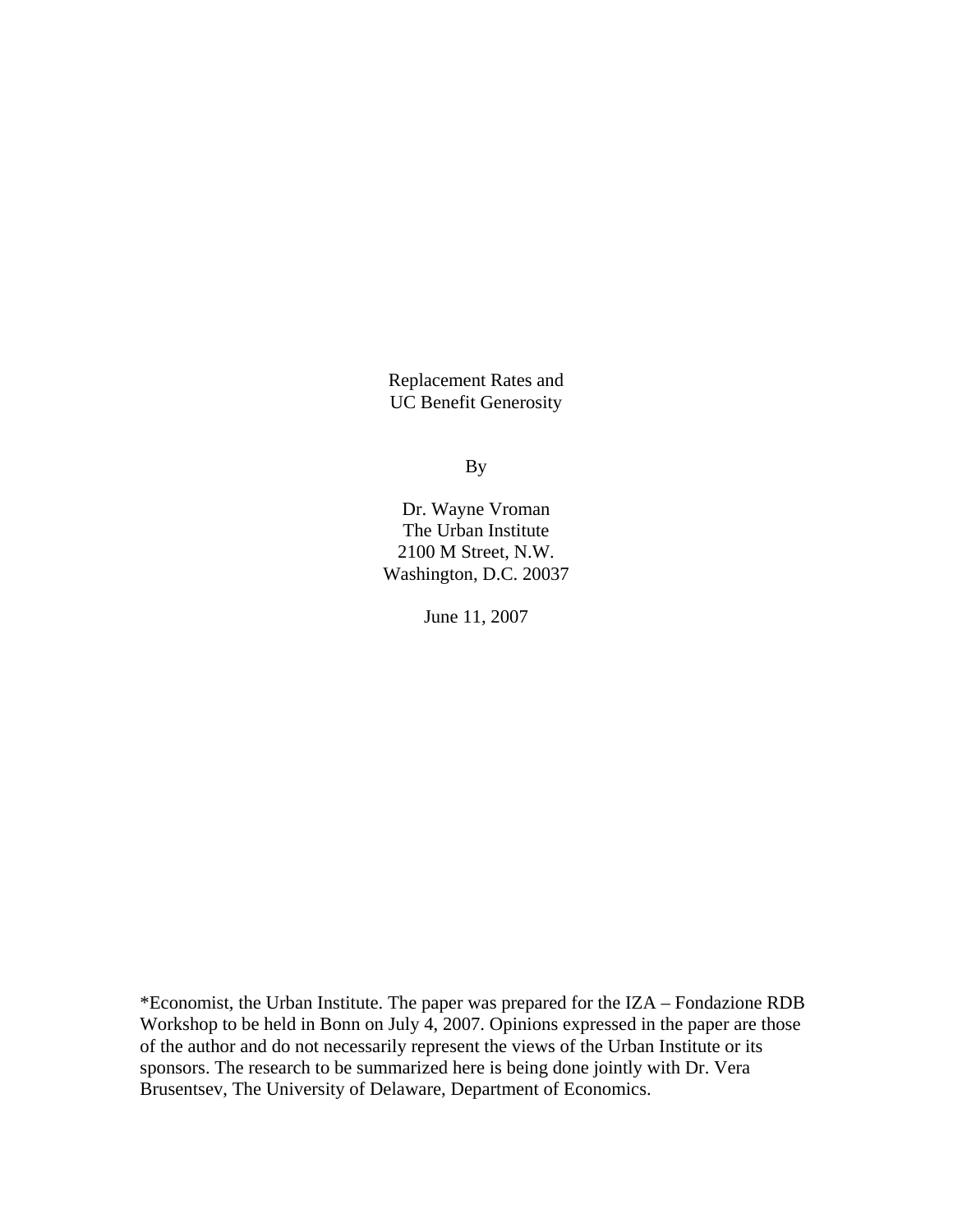# Replacement Rates and UC Benefit Generosity

By

Dr. Wayne Vroman
The Urban Institute
2100 M Street, N.W.
Washington, D.C. 20037

June 11, 2007

*Economist, the Urban Institute. The paper was prepared for the IZA – Fondazione RDB Workshop to be held in Bonn on July 4, 2007. Opinions expressed in the paper are those of the author and do not necessarily represent the views of the Urban Institute or its sponsors. The research to be summarized here is being done jointly with Dr. Vera Brusentsev, The University of Delaware, Department of Economics.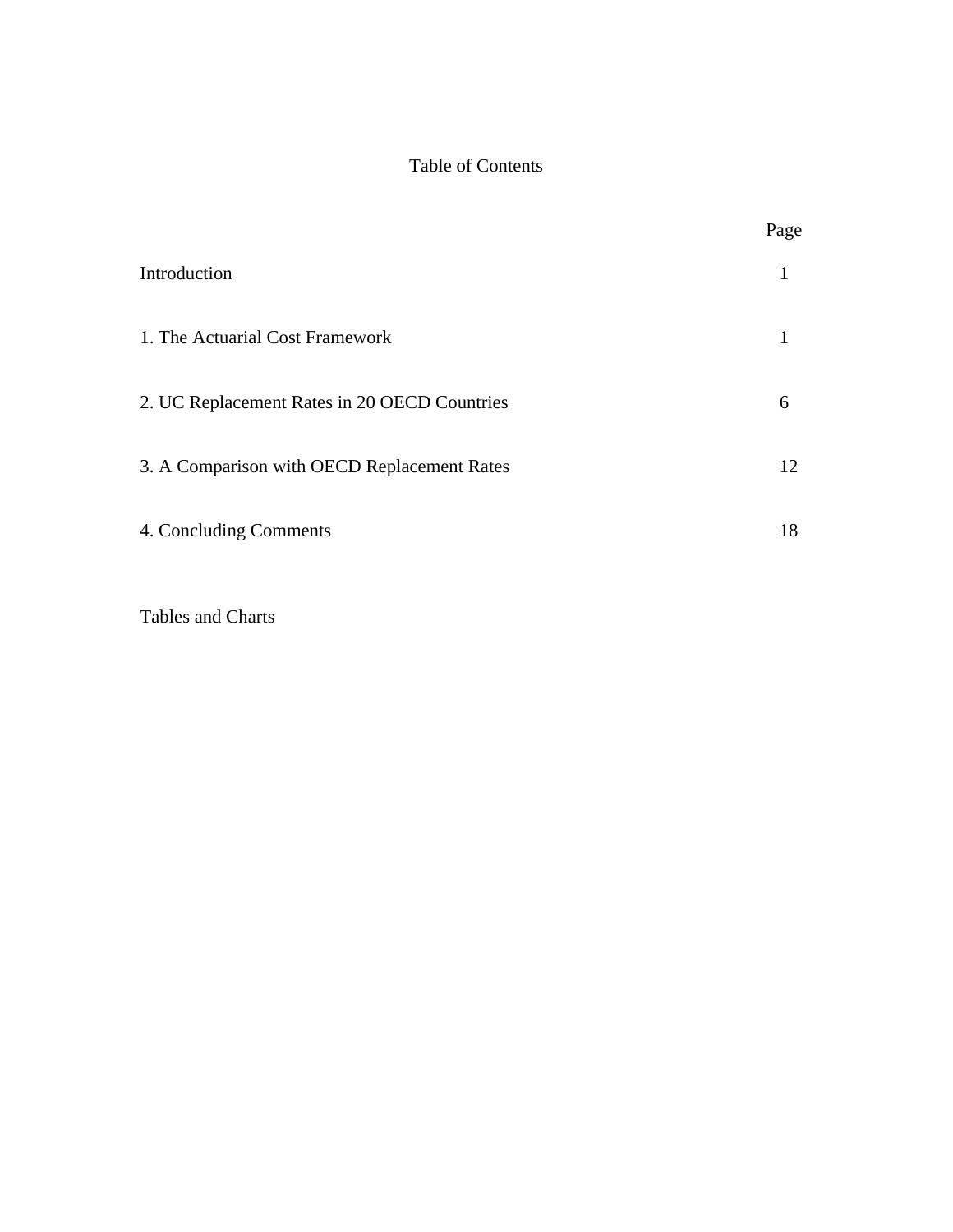# Table of Contents

| | Page |
|---|---|
| Introduction | 1 |
| 1. The Actuarial Cost Framework | 1 |
| 2. UC Replacement Rates in 20 OECD Countries | 6 |
| 3. A Comparison with OECD Replacement Rates | 12 |
| 4. Concluding Comments | 18 |

Tables and Charts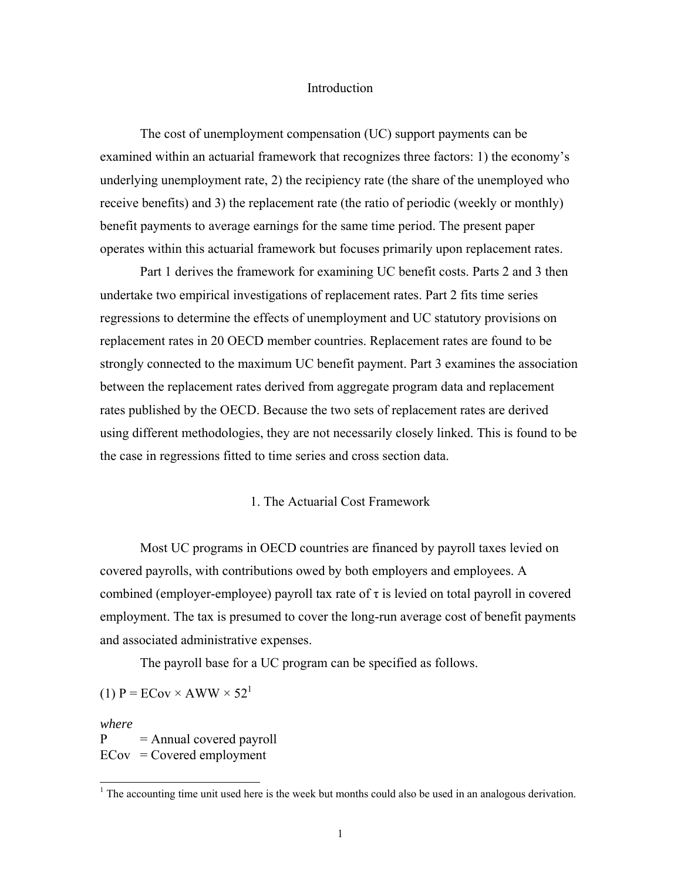## Introduction

The cost of unemployment compensation (UC) support payments can be examined within an actuarial framework that recognizes three factors: 1) the economy's underlying unemployment rate, 2) the recipiency rate (the share of the unemployed who receive benefits) and 3) the replacement rate (the ratio of periodic (weekly or monthly) benefit payments to average earnings for the same time period. The present paper operates within this actuarial framework but focuses primarily upon replacement rates.

Part 1 derives the framework for examining UC benefit costs. Parts 2 and 3 then undertake two empirical investigations of replacement rates. Part 2 fits time series regressions to determine the effects of unemployment and UC statutory provisions on replacement rates in 20 OECD member countries. Replacement rates are found to be strongly connected to the maximum UC benefit payment. Part 3 examines the association between the replacement rates derived from aggregate program data and replacement rates published by the OECD. Because the two sets of replacement rates are derived using different methodologies, they are not necessarily closely linked. This is found to be the case in regressions fitted to time series and cross section data.

## 1. The Actuarial Cost Framework

Most UC programs in OECD countries are financed by payroll taxes levied on covered payrolls, with contributions owed by both employers and employees. A combined (employer-employee) payroll tax rate of $\tau$ is levied on total payroll in covered employment. The tax is presumed to cover the long-run average cost of benefit payments and associated administrative expenses.

The payroll base for a UC program can be specified as follows.

(1) $P = ECov \times AWW \times 52$[1]

*where*
P = Annual covered payroll
ECov = Covered employment

[1] The accounting time unit used here is the week but months could also be used in an analogous derivation.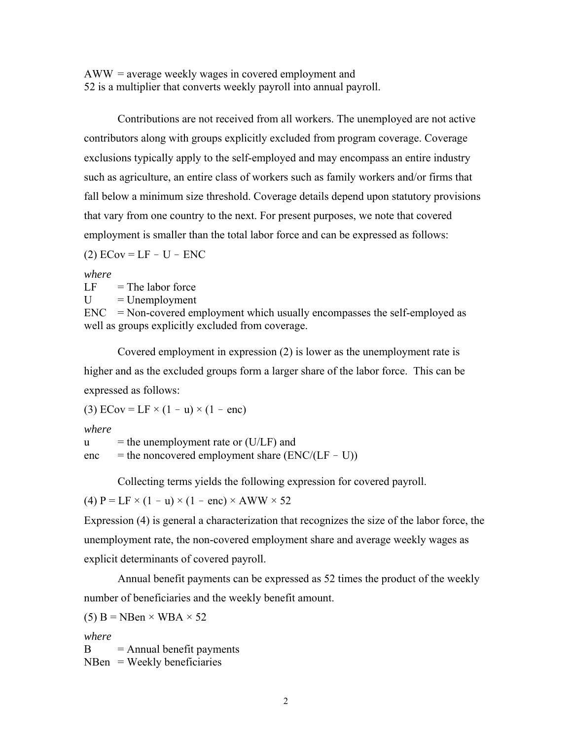AWW = average weekly wages in covered employment and
52 is a multiplier that converts weekly payroll into annual payroll.

Contributions are not received from all workers. The unemployed are not active contributors along with groups explicitly excluded from program coverage. Coverage exclusions typically apply to the self-employed and may encompass an entire industry such as agriculture, an entire class of workers such as family workers and/or firms that fall below a minimum size threshold. Coverage details depend upon statutory provisions that vary from one country to the next. For present purposes, we note that covered employment is smaller than the total labor force and can be expressed as follows:

(2) $ECov = LF - U - ENC$

*where*
LF = The labor force
U = Unemployment
ENC = Non-covered employment which usually encompasses the self-employed as well as groups explicitly excluded from coverage.

Covered employment in expression (2) is lower as the unemployment rate is higher and as the excluded groups form a larger share of the labor force. This can be expressed as follows:

(3) $ECov = LF \times (1 - u) \times (1 - enc)$

*where*
u = the unemployment rate or (U/LF) and
enc = the noncovered employment share (ENC/(LF – U))

Collecting terms yields the following expression for covered payroll.

(4) $P = LF \times (1 - u) \times (1 - enc) \times AWW \times 52$

Expression (4) is general a characterization that recognizes the size of the labor force, the unemployment rate, the non-covered employment share and average weekly wages as explicit determinants of covered payroll.

Annual benefit payments can be expressed as 52 times the product of the weekly number of beneficiaries and the weekly benefit amount.

(5) $B = NBen \times WBA \times 52$

*where*
B = Annual benefit payments
NBen = Weekly beneficiaries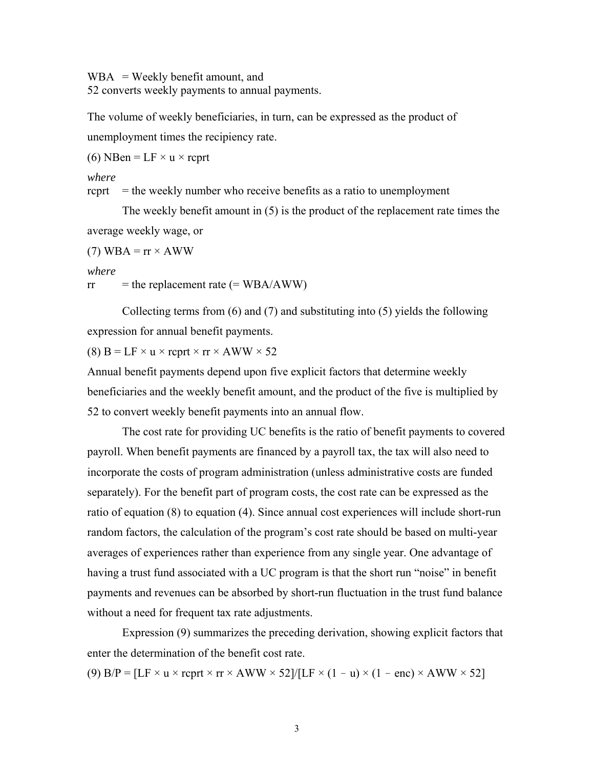WBA = Weekly benefit amount, and
52 converts weekly payments to annual payments.

The volume of weekly beneficiaries, in turn, can be expressed as the product of unemployment times the recipiency rate.

(6) $NBen = LF \times u \times rcprt$

*where*
rcprt = the weekly number who receive benefits as a ratio to unemployment

The weekly benefit amount in (5) is the product of the replacement rate times the average weekly wage, or

(7) $WBA = rr \times AWW$

*where*
rr = the replacement rate (= WBA/AWW)

Collecting terms from (6) and (7) and substituting into (5) yields the following expression for annual benefit payments.

(8) $B = LF \times u \times rcprt \times rr \times AWW \times 52$

Annual benefit payments depend upon five explicit factors that determine weekly beneficiaries and the weekly benefit amount, and the product of the five is multiplied by 52 to convert weekly benefit payments into an annual flow.

The cost rate for providing UC benefits is the ratio of benefit payments to covered payroll. When benefit payments are financed by a payroll tax, the tax will also need to incorporate the costs of program administration (unless administrative costs are funded separately). For the benefit part of program costs, the cost rate can be expressed as the ratio of equation (8) to equation (4). Since annual cost experiences will include short-run random factors, the calculation of the program's cost rate should be based on multi-year averages of experiences rather than experience from any single year. One advantage of having a trust fund associated with a UC program is that the short run "noise" in benefit payments and revenues can be absorbed by short-run fluctuation in the trust fund balance without a need for frequent tax rate adjustments.

Expression (9) summarizes the preceding derivation, showing explicit factors that enter the determination of the benefit cost rate.

(9) $B/P = [LF \times u \times rcprt \times rr \times AWW \times 52]/[LF \times (1 - u) \times (1 - enc) \times AWW \times 52]$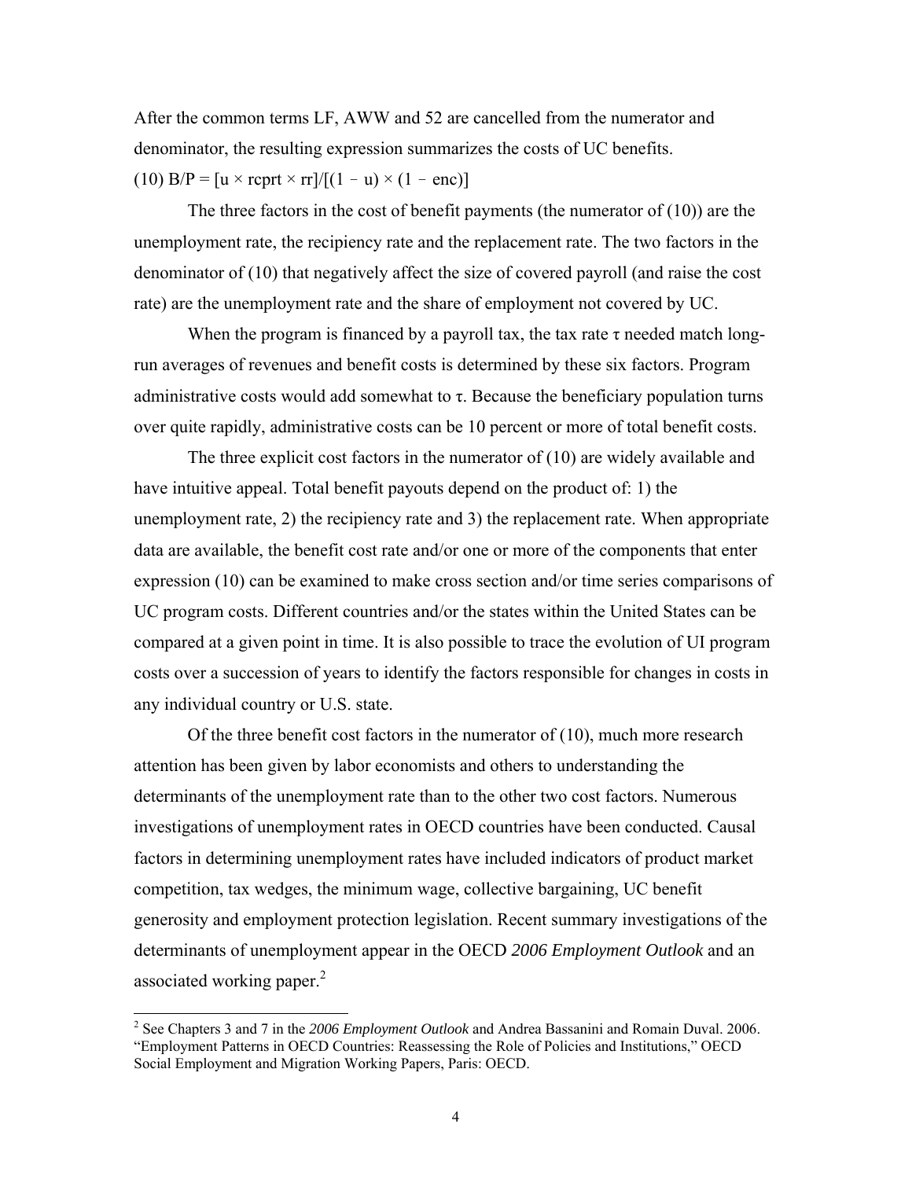After the common terms LF, AWW and 52 are cancelled from the numerator and denominator, the resulting expression summarizes the costs of UC benefits.

(10) $B/P = [u \times rcprt \times rr]/[(1 - u) \times (1 - enc)]$

The three factors in the cost of benefit payments (the numerator of (10)) are the unemployment rate, the recipiency rate and the replacement rate. The two factors in the denominator of (10) that negatively affect the size of covered payroll (and raise the cost rate) are the unemployment rate and the share of employment not covered by UC.

When the program is financed by a payroll tax, the tax rate $\tau$ needed match long-run averages of revenues and benefit costs is determined by these six factors. Program administrative costs would add somewhat to $\tau$. Because the beneficiary population turns over quite rapidly, administrative costs can be 10 percent or more of total benefit costs.

The three explicit cost factors in the numerator of (10) are widely available and have intuitive appeal. Total benefit payouts depend on the product of: 1) the unemployment rate, 2) the recipiency rate and 3) the replacement rate. When appropriate data are available, the benefit cost rate and/or one or more of the components that enter expression (10) can be examined to make cross section and/or time series comparisons of UC program costs. Different countries and/or the states within the United States can be compared at a given point in time. It is also possible to trace the evolution of UI program costs over a succession of years to identify the factors responsible for changes in costs in any individual country or U.S. state.

Of the three benefit cost factors in the numerator of (10), much more research attention has been given by labor economists and others to understanding the determinants of the unemployment rate than to the other two cost factors. Numerous investigations of unemployment rates in OECD countries have been conducted. Causal factors in determining unemployment rates have included indicators of product market competition, tax wedges, the minimum wage, collective bargaining, UC benefit generosity and employment protection legislation. Recent summary investigations of the determinants of unemployment appear in the OECD *2006 Employment Outlook* and an associated working paper.[2]

[2] See Chapters 3 and 7 in the *2006 Employment Outlook* and Andrea Bassanini and Romain Duval. 2006. "Employment Patterns in OECD Countries: Reassessing the Role of Policies and Institutions," OECD Social Employment and Migration Working Papers, Paris: OECD.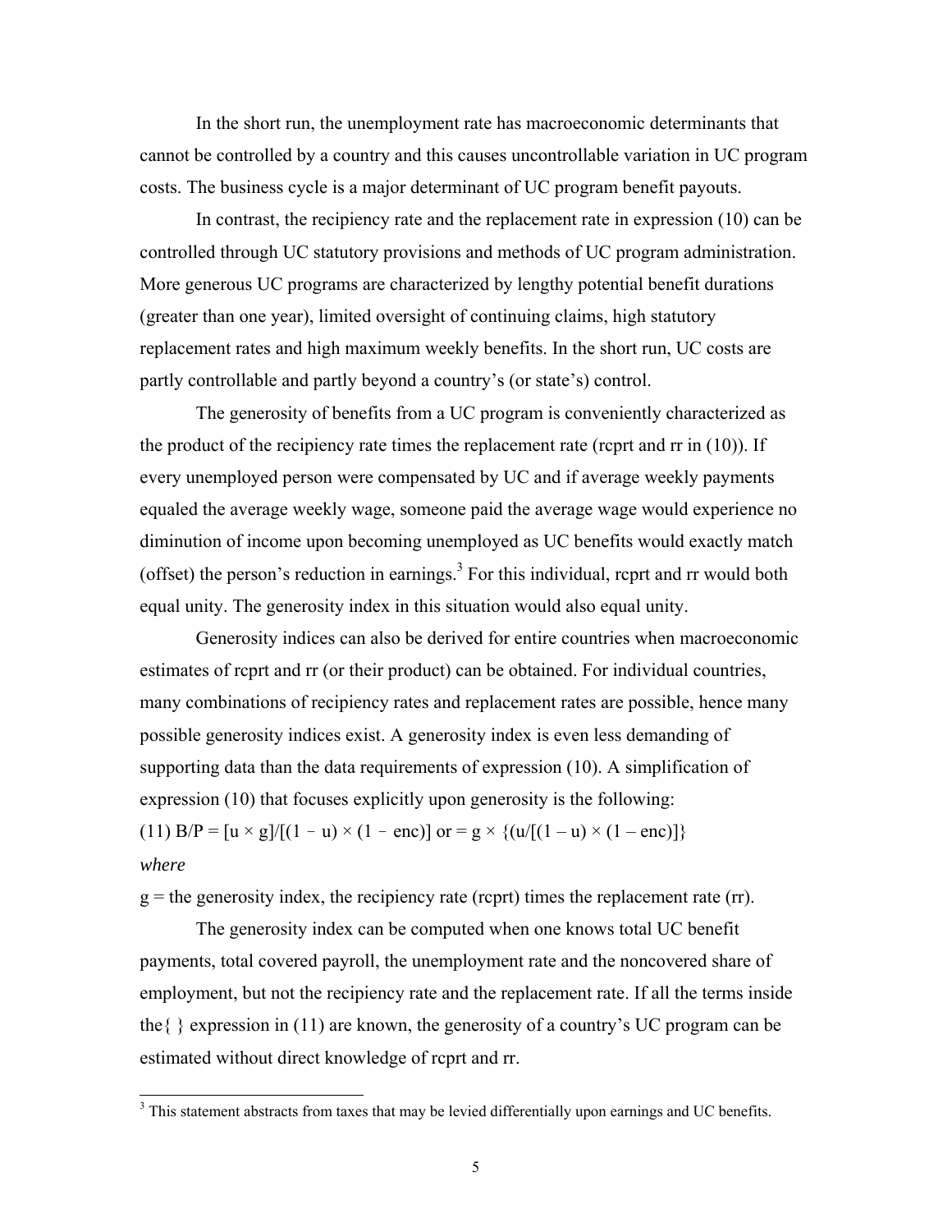In the short run, the unemployment rate has macroeconomic determinants that cannot be controlled by a country and this causes uncontrollable variation in UC program costs. The business cycle is a major determinant of UC program benefit payouts.

In contrast, the recipiency rate and the replacement rate in expression (10) can be controlled through UC statutory provisions and methods of UC program administration. More generous UC programs are characterized by lengthy potential benefit durations (greater than one year), limited oversight of continuing claims, high statutory replacement rates and high maximum weekly benefits. In the short run, UC costs are partly controllable and partly beyond a country's (or state's) control.

The generosity of benefits from a UC program is conveniently characterized as the product of the recipiency rate times the replacement rate (rcprt and rr in (10)). If every unemployed person were compensated by UC and if average weekly payments equaled the average weekly wage, someone paid the average wage would experience no diminution of income upon becoming unemployed as UC benefits would exactly match (offset) the person's reduction in earnings.[3] For this individual, rcprt and rr would both equal unity. The generosity index in this situation would also equal unity.

Generosity indices can also be derived for entire countries when macroeconomic estimates of rcprt and rr (or their product) can be obtained. For individual countries, many combinations of recipiency rates and replacement rates are possible, hence many possible generosity indices exist. A generosity index is even less demanding of supporting data than the data requirements of expression (10). A simplification of expression (10) that focuses explicitly upon generosity is the following:

(11) $B/P = [u \times g]/[(1 - u) \times (1 - enc)]$ or $= g \times \{(u/[(1 - u) \times (1 - enc)]\}$

*where*

g = the generosity index, the recipiency rate (rcprt) times the replacement rate (rr).

The generosity index can be computed when one knows total UC benefit payments, total covered payroll, the unemployment rate and the noncovered share of employment, but not the recipiency rate and the replacement rate. If all the terms inside the{ } expression in (11) are known, the generosity of a country's UC program can be estimated without direct knowledge of rcprt and rr.

[3] This statement abstracts from taxes that may be levied differentially upon earnings and UC benefits.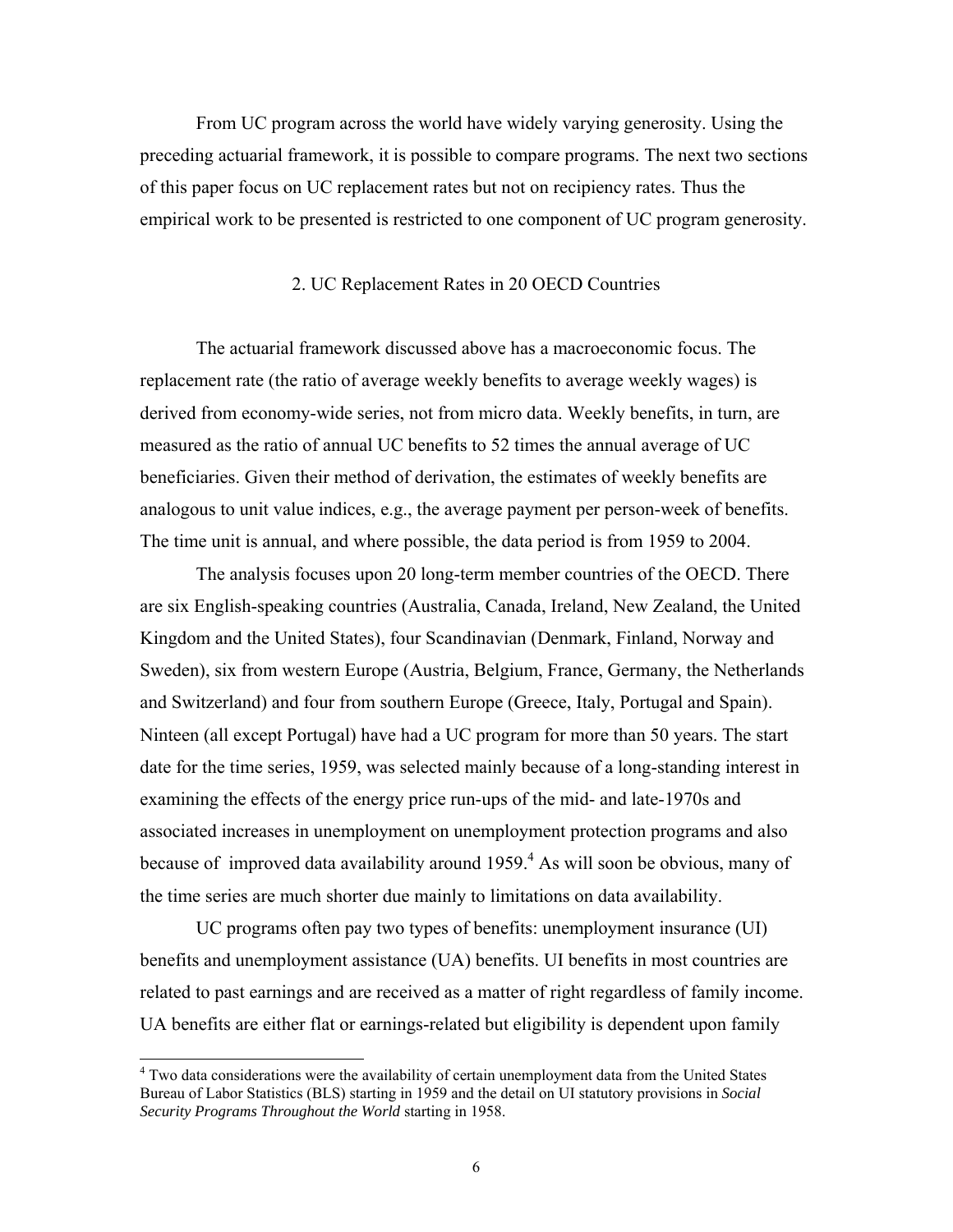From UC program across the world have widely varying generosity. Using the preceding actuarial framework, it is possible to compare programs. The next two sections of this paper focus on UC replacement rates but not on recipiency rates. Thus the empirical work to be presented is restricted to one component of UC program generosity.

## 2. UC Replacement Rates in 20 OECD Countries

The actuarial framework discussed above has a macroeconomic focus. The replacement rate (the ratio of average weekly benefits to average weekly wages) is derived from economy-wide series, not from micro data. Weekly benefits, in turn, are measured as the ratio of annual UC benefits to 52 times the annual average of UC beneficiaries. Given their method of derivation, the estimates of weekly benefits are analogous to unit value indices, e.g., the average payment per person-week of benefits. The time unit is annual, and where possible, the data period is from 1959 to 2004.

The analysis focuses upon 20 long-term member countries of the OECD. There are six English-speaking countries (Australia, Canada, Ireland, New Zealand, the United Kingdom and the United States), four Scandinavian (Denmark, Finland, Norway and Sweden), six from western Europe (Austria, Belgium, France, Germany, the Netherlands and Switzerland) and four from southern Europe (Greece, Italy, Portugal and Spain). Ninteen (all except Portugal) have had a UC program for more than 50 years. The start date for the time series, 1959, was selected mainly because of a long-standing interest in examining the effects of the energy price run-ups of the mid- and late-1970s and associated increases in unemployment on unemployment protection programs and also because of improved data availability around 1959.[4] As will soon be obvious, many of the time series are much shorter due mainly to limitations on data availability.

UC programs often pay two types of benefits: unemployment insurance (UI) benefits and unemployment assistance (UA) benefits. UI benefits in most countries are related to past earnings and are received as a matter of right regardless of family income. UA benefits are either flat or earnings-related but eligibility is dependent upon family

[4] Two data considerations were the availability of certain unemployment data from the United States Bureau of Labor Statistics (BLS) starting in 1959 and the detail on UI statutory provisions in *Social Security Programs Throughout the World* starting in 1958.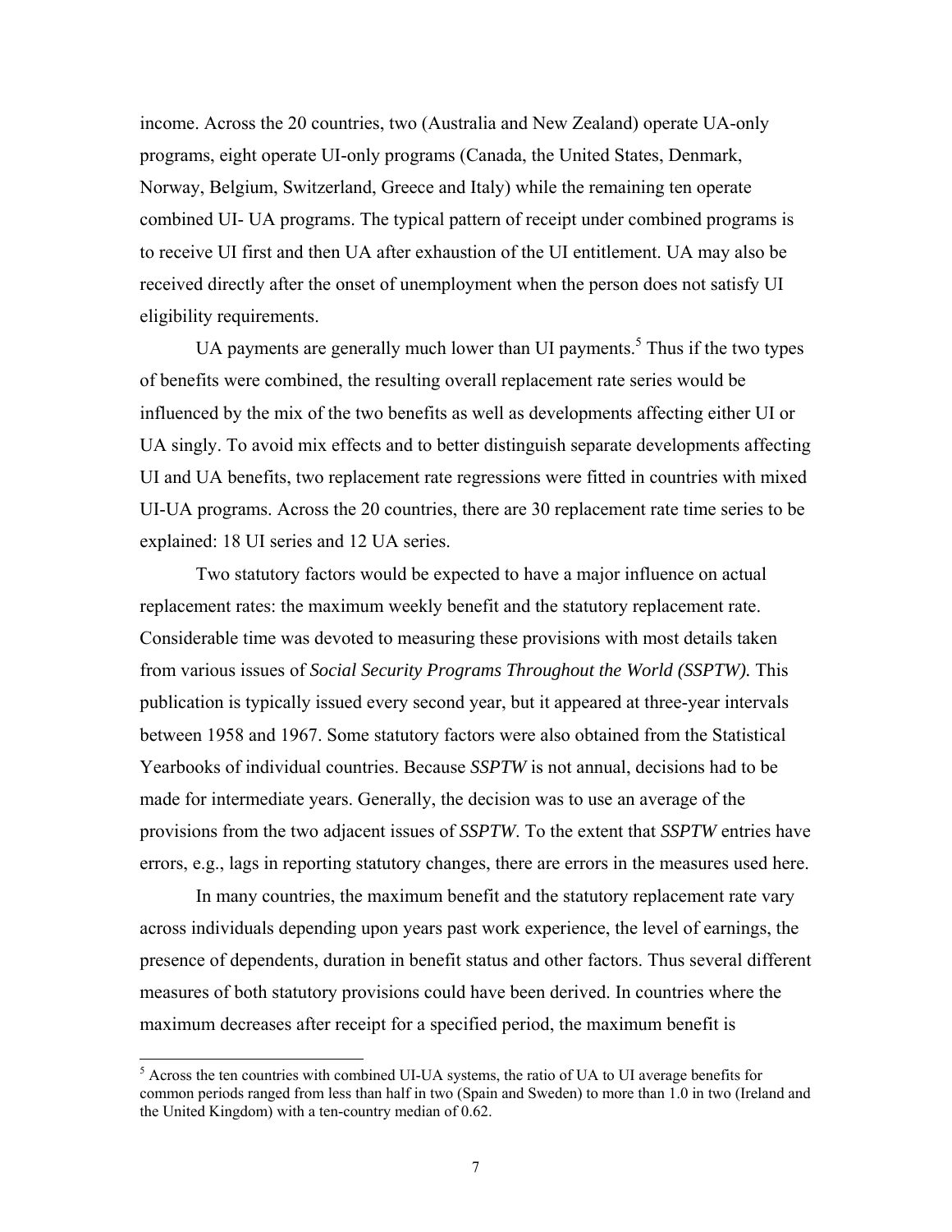income. Across the 20 countries, two (Australia and New Zealand) operate UA-only programs, eight operate UI-only programs (Canada, the United States, Denmark, Norway, Belgium, Switzerland, Greece and Italy) while the remaining ten operate combined UI- UA programs. The typical pattern of receipt under combined programs is to receive UI first and then UA after exhaustion of the UI entitlement. UA may also be received directly after the onset of unemployment when the person does not satisfy UI eligibility requirements.

UA payments are generally much lower than UI payments.[5] Thus if the two types of benefits were combined, the resulting overall replacement rate series would be influenced by the mix of the two benefits as well as developments affecting either UI or UA singly. To avoid mix effects and to better distinguish separate developments affecting UI and UA benefits, two replacement rate regressions were fitted in countries with mixed UI-UA programs. Across the 20 countries, there are 30 replacement rate time series to be explained: 18 UI series and 12 UA series.

Two statutory factors would be expected to have a major influence on actual replacement rates: the maximum weekly benefit and the statutory replacement rate. Considerable time was devoted to measuring these provisions with most details taken from various issues of *Social Security Programs Throughout the World (SSPTW).* This publication is typically issued every second year, but it appeared at three-year intervals between 1958 and 1967. Some statutory factors were also obtained from the Statistical Yearbooks of individual countries. Because *SSPTW* is not annual, decisions had to be made for intermediate years. Generally, the decision was to use an average of the provisions from the two adjacent issues of *SSPTW*. To the extent that *SSPTW* entries have errors, e.g., lags in reporting statutory changes, there are errors in the measures used here.

In many countries, the maximum benefit and the statutory replacement rate vary across individuals depending upon years past work experience, the level of earnings, the presence of dependents, duration in benefit status and other factors. Thus several different measures of both statutory provisions could have been derived. In countries where the maximum decreases after receipt for a specified period, the maximum benefit is

[5] Across the ten countries with combined UI-UA systems, the ratio of UA to UI average benefits for common periods ranged from less than half in two (Spain and Sweden) to more than 1.0 in two (Ireland and the United Kingdom) with a ten-country median of 0.62.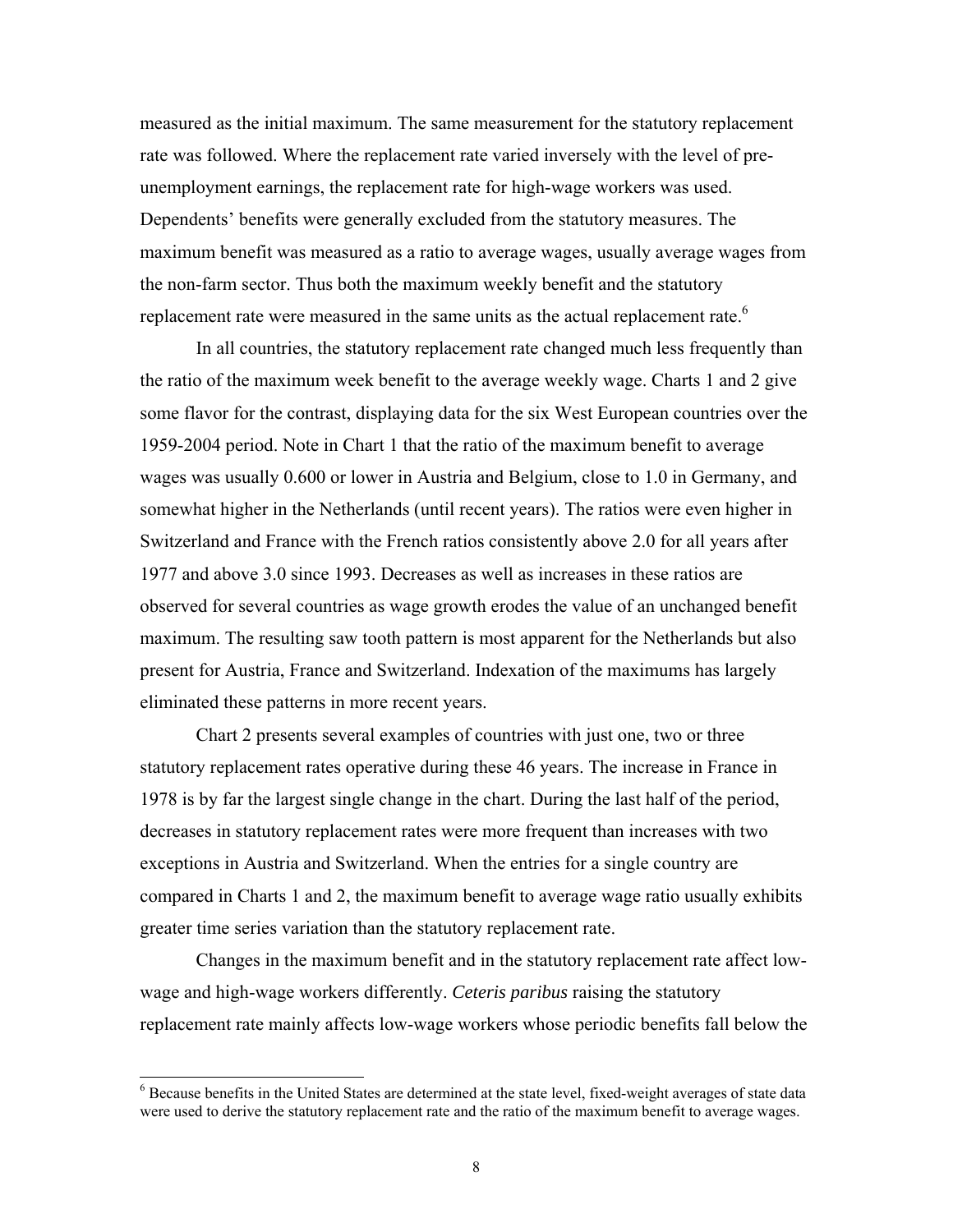measured as the initial maximum. The same measurement for the statutory replacement rate was followed. Where the replacement rate varied inversely with the level of pre-unemployment earnings, the replacement rate for high-wage workers was used. Dependents' benefits were generally excluded from the statutory measures. The maximum benefit was measured as a ratio to average wages, usually average wages from the non-farm sector. Thus both the maximum weekly benefit and the statutory replacement rate were measured in the same units as the actual replacement rate.[6]

In all countries, the statutory replacement rate changed much less frequently than the ratio of the maximum week benefit to the average weekly wage. Charts 1 and 2 give some flavor for the contrast, displaying data for the six West European countries over the 1959-2004 period. Note in Chart 1 that the ratio of the maximum benefit to average wages was usually 0.600 or lower in Austria and Belgium, close to 1.0 in Germany, and somewhat higher in the Netherlands (until recent years). The ratios were even higher in Switzerland and France with the French ratios consistently above 2.0 for all years after 1977 and above 3.0 since 1993. Decreases as well as increases in these ratios are observed for several countries as wage growth erodes the value of an unchanged benefit maximum. The resulting saw tooth pattern is most apparent for the Netherlands but also present for Austria, France and Switzerland. Indexation of the maximums has largely eliminated these patterns in more recent years.

Chart 2 presents several examples of countries with just one, two or three statutory replacement rates operative during these 46 years. The increase in France in 1978 is by far the largest single change in the chart. During the last half of the period, decreases in statutory replacement rates were more frequent than increases with two exceptions in Austria and Switzerland. When the entries for a single country are compared in Charts 1 and 2, the maximum benefit to average wage ratio usually exhibits greater time series variation than the statutory replacement rate.

Changes in the maximum benefit and in the statutory replacement rate affect low-wage and high-wage workers differently. *Ceteris paribus* raising the statutory replacement rate mainly affects low-wage workers whose periodic benefits fall below the

---

[6] Because benefits in the United States are determined at the state level, fixed-weight averages of state data were used to derive the statutory replacement rate and the ratio of the maximum benefit to average wages.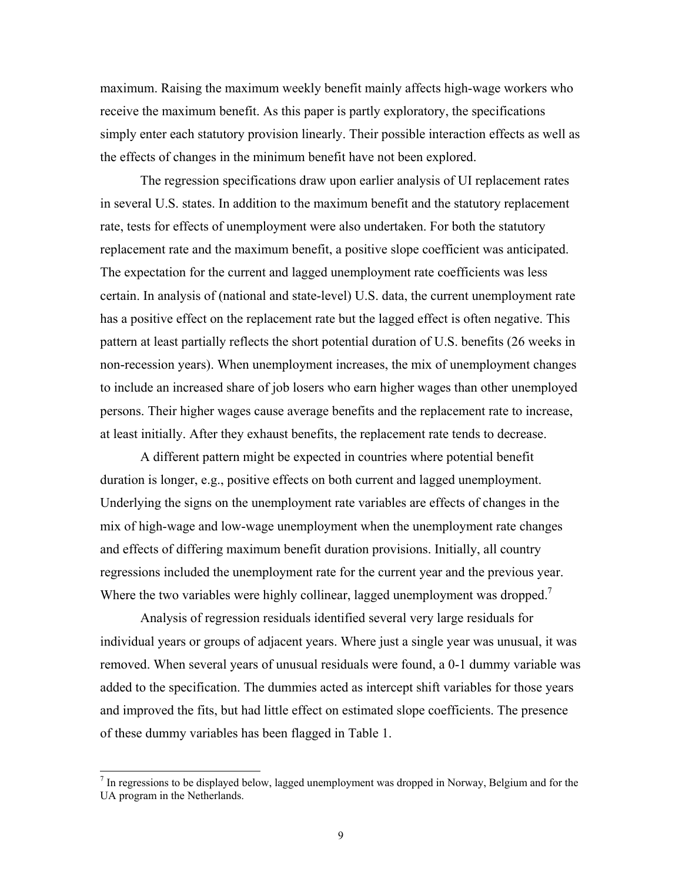maximum. Raising the maximum weekly benefit mainly affects high-wage workers who receive the maximum benefit. As this paper is partly exploratory, the specifications simply enter each statutory provision linearly. Their possible interaction effects as well as the effects of changes in the minimum benefit have not been explored.

The regression specifications draw upon earlier analysis of UI replacement rates in several U.S. states. In addition to the maximum benefit and the statutory replacement rate, tests for effects of unemployment were also undertaken. For both the statutory replacement rate and the maximum benefit, a positive slope coefficient was anticipated. The expectation for the current and lagged unemployment rate coefficients was less certain. In analysis of (national and state-level) U.S. data, the current unemployment rate has a positive effect on the replacement rate but the lagged effect is often negative. This pattern at least partially reflects the short potential duration of U.S. benefits (26 weeks in non-recession years). When unemployment increases, the mix of unemployment changes to include an increased share of job losers who earn higher wages than other unemployed persons. Their higher wages cause average benefits and the replacement rate to increase, at least initially. After they exhaust benefits, the replacement rate tends to decrease.

A different pattern might be expected in countries where potential benefit duration is longer, e.g., positive effects on both current and lagged unemployment. Underlying the signs on the unemployment rate variables are effects of changes in the mix of high-wage and low-wage unemployment when the unemployment rate changes and effects of differing maximum benefit duration provisions. Initially, all country regressions included the unemployment rate for the current year and the previous year. Where the two variables were highly collinear, lagged unemployment was dropped.[7]

Analysis of regression residuals identified several very large residuals for individual years or groups of adjacent years. Where just a single year was unusual, it was removed. When several years of unusual residuals were found, a 0-1 dummy variable was added to the specification. The dummies acted as intercept shift variables for those years and improved the fits, but had little effect on estimated slope coefficients. The presence of these dummy variables has been flagged in Table 1.

---

[7] In regressions to be displayed below, lagged unemployment was dropped in Norway, Belgium and for the UA program in the Netherlands.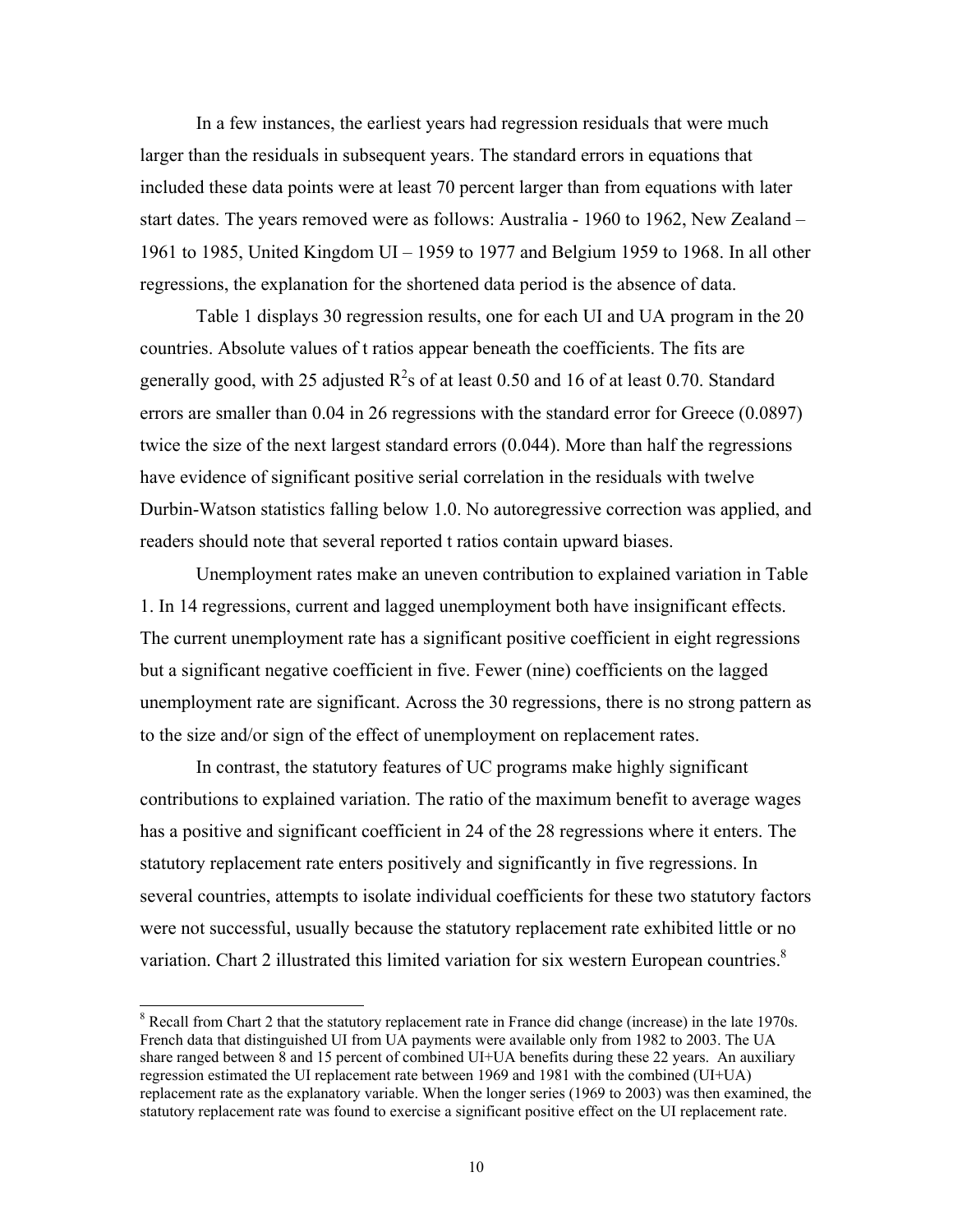In a few instances, the earliest years had regression residuals that were much larger than the residuals in subsequent years. The standard errors in equations that included these data points were at least 70 percent larger than from equations with later start dates. The years removed were as follows: Australia - 1960 to 1962, New Zealand – 1961 to 1985, United Kingdom UI – 1959 to 1977 and Belgium 1959 to 1968. In all other regressions, the explanation for the shortened data period is the absence of data.

Table 1 displays 30 regression results, one for each UI and UA program in the 20 countries. Absolute values of t ratios appear beneath the coefficients. The fits are generally good, with 25 adjusted $R^2$s of at least 0.50 and 16 of at least 0.70. Standard errors are smaller than 0.04 in 26 regressions with the standard error for Greece (0.0897) twice the size of the next largest standard errors (0.044). More than half the regressions have evidence of significant positive serial correlation in the residuals with twelve Durbin-Watson statistics falling below 1.0. No autoregressive correction was applied, and readers should note that several reported t ratios contain upward biases.

Unemployment rates make an uneven contribution to explained variation in Table 1. In 14 regressions, current and lagged unemployment both have insignificant effects. The current unemployment rate has a significant positive coefficient in eight regressions but a significant negative coefficient in five. Fewer (nine) coefficients on the lagged unemployment rate are significant. Across the 30 regressions, there is no strong pattern as to the size and/or sign of the effect of unemployment on replacement rates.

In contrast, the statutory features of UC programs make highly significant contributions to explained variation. The ratio of the maximum benefit to average wages has a positive and significant coefficient in 24 of the 28 regressions where it enters. The statutory replacement rate enters positively and significantly in five regressions. In several countries, attempts to isolate individual coefficients for these two statutory factors were not successful, usually because the statutory replacement rate exhibited little or no variation. Chart 2 illustrated this limited variation for six western European countries.[8]

[8] Recall from Chart 2 that the statutory replacement rate in France did change (increase) in the late 1970s. French data that distinguished UI from UA payments were available only from 1982 to 2003. The UA share ranged between 8 and 15 percent of combined UI+UA benefits during these 22 years. An auxiliary regression estimated the UI replacement rate between 1969 and 1981 with the combined (UI+UA) replacement rate as the explanatory variable. When the longer series (1969 to 2003) was then examined, the statutory replacement rate was found to exercise a significant positive effect on the UI replacement rate.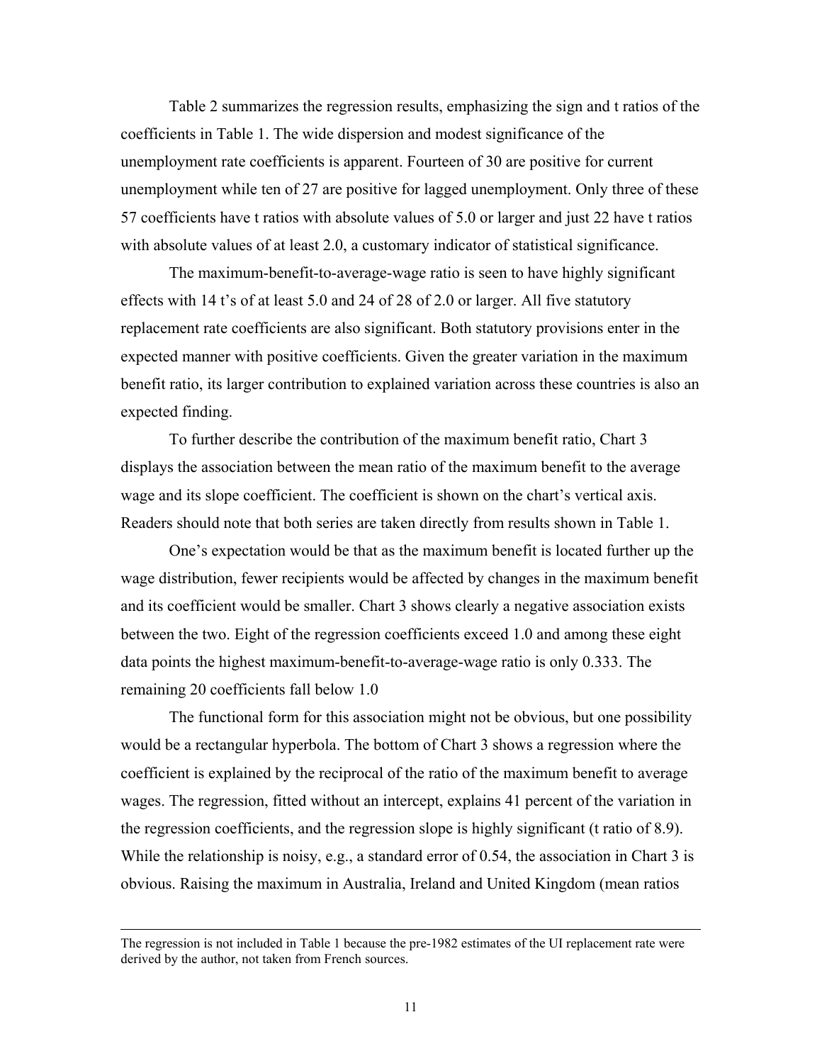Table 2 summarizes the regression results, emphasizing the sign and t ratios of the coefficients in Table 1. The wide dispersion and modest significance of the unemployment rate coefficients is apparent. Fourteen of 30 are positive for current unemployment while ten of 27 are positive for lagged unemployment. Only three of these 57 coefficients have t ratios with absolute values of 5.0 or larger and just 22 have t ratios with absolute values of at least 2.0, a customary indicator of statistical significance.

The maximum-benefit-to-average-wage ratio is seen to have highly significant effects with 14 t's of at least 5.0 and 24 of 28 of 2.0 or larger. All five statutory replacement rate coefficients are also significant. Both statutory provisions enter in the expected manner with positive coefficients. Given the greater variation in the maximum benefit ratio, its larger contribution to explained variation across these countries is also an expected finding.

To further describe the contribution of the maximum benefit ratio, Chart 3 displays the association between the mean ratio of the maximum benefit to the average wage and its slope coefficient. The coefficient is shown on the chart's vertical axis. Readers should note that both series are taken directly from results shown in Table 1.

One's expectation would be that as the maximum benefit is located further up the wage distribution, fewer recipients would be affected by changes in the maximum benefit and its coefficient would be smaller. Chart 3 shows clearly a negative association exists between the two. Eight of the regression coefficients exceed 1.0 and among these eight data points the highest maximum-benefit-to-average-wage ratio is only 0.333. The remaining 20 coefficients fall below 1.0

The functional form for this association might not be obvious, but one possibility would be a rectangular hyperbola. The bottom of Chart 3 shows a regression where the coefficient is explained by the reciprocal of the ratio of the maximum benefit to average wages. The regression, fitted without an intercept, explains 41 percent of the variation in the regression coefficients, and the regression slope is highly significant (t ratio of 8.9). While the relationship is noisy, e.g., a standard error of 0.54, the association in Chart 3 is obvious. Raising the maximum in Australia, Ireland and United Kingdom (mean ratios

---

The regression is not included in Table 1 because the pre-1982 estimates of the UI replacement rate were derived by the author, not taken from French sources.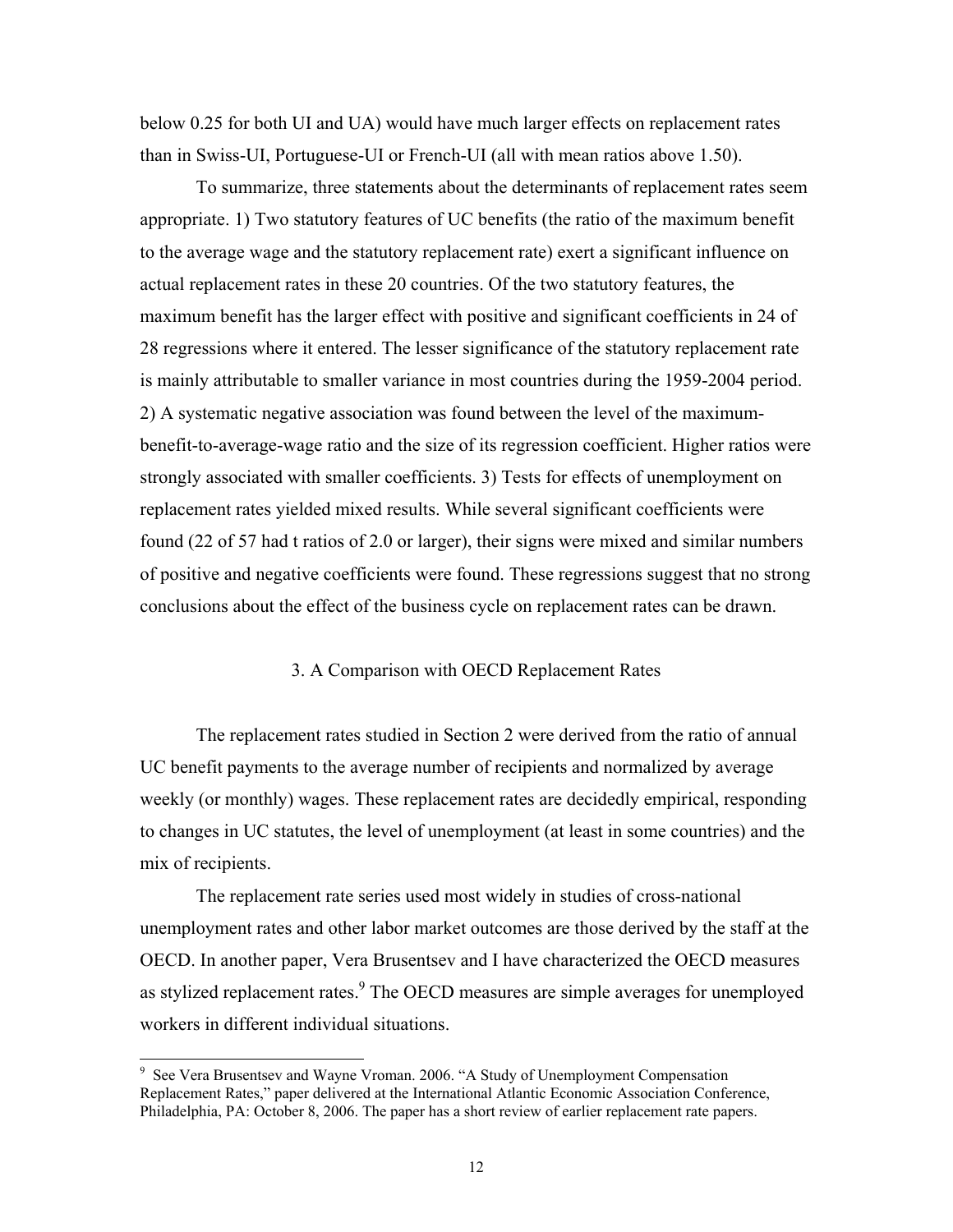below 0.25 for both UI and UA) would have much larger effects on replacement rates than in Swiss-UI, Portuguese-UI or French-UI (all with mean ratios above 1.50).

To summarize, three statements about the determinants of replacement rates seem appropriate. 1) Two statutory features of UC benefits (the ratio of the maximum benefit to the average wage and the statutory replacement rate) exert a significant influence on actual replacement rates in these 20 countries. Of the two statutory features, the maximum benefit has the larger effect with positive and significant coefficients in 24 of 28 regressions where it entered. The lesser significance of the statutory replacement rate is mainly attributable to smaller variance in most countries during the 1959-2004 period. 2) A systematic negative association was found between the level of the maximum-benefit-to-average-wage ratio and the size of its regression coefficient. Higher ratios were strongly associated with smaller coefficients. 3) Tests for effects of unemployment on replacement rates yielded mixed results. While several significant coefficients were found (22 of 57 had t ratios of 2.0 or larger), their signs were mixed and similar numbers of positive and negative coefficients were found. These regressions suggest that no strong conclusions about the effect of the business cycle on replacement rates can be drawn.

## 3. A Comparison with OECD Replacement Rates

The replacement rates studied in Section 2 were derived from the ratio of annual UC benefit payments to the average number of recipients and normalized by average weekly (or monthly) wages. These replacement rates are decidedly empirical, responding to changes in UC statutes, the level of unemployment (at least in some countries) and the mix of recipients.

The replacement rate series used most widely in studies of cross-national unemployment rates and other labor market outcomes are those derived by the staff at the OECD. In another paper, Vera Brusentsev and I have characterized the OECD measures as stylized replacement rates.[9] The OECD measures are simple averages for unemployed workers in different individual situations.

[9] See Vera Brusentsev and Wayne Vroman. 2006. "A Study of Unemployment Compensation Replacement Rates," paper delivered at the International Atlantic Economic Association Conference, Philadelphia, PA: October 8, 2006. The paper has a short review of earlier replacement rate papers.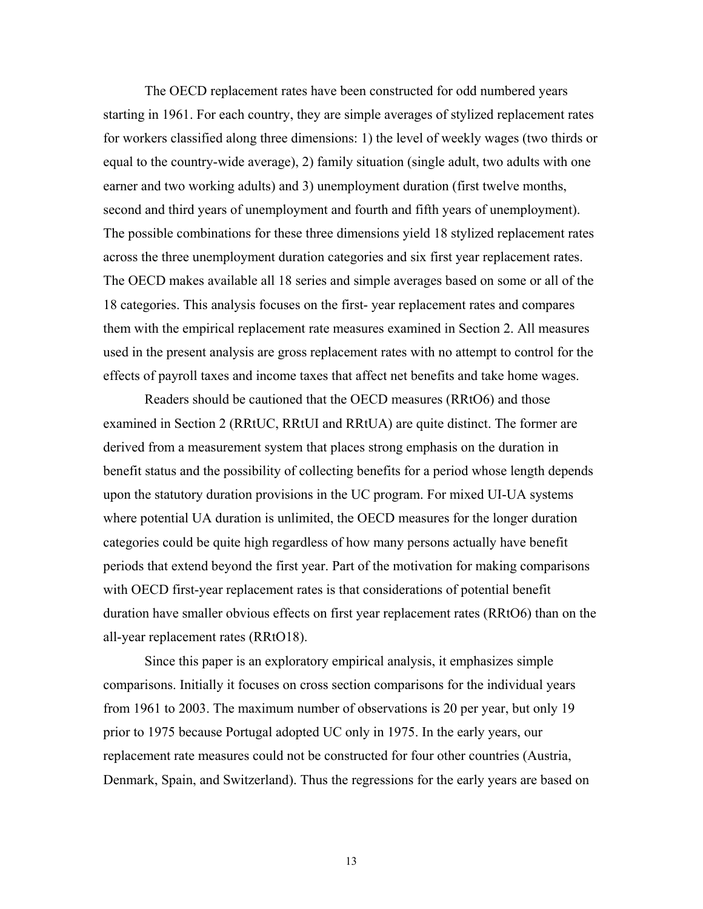The OECD replacement rates have been constructed for odd numbered years starting in 1961. For each country, they are simple averages of stylized replacement rates for workers classified along three dimensions: 1) the level of weekly wages (two thirds or equal to the country-wide average), 2) family situation (single adult, two adults with one earner and two working adults) and 3) unemployment duration (first twelve months, second and third years of unemployment and fourth and fifth years of unemployment). The possible combinations for these three dimensions yield 18 stylized replacement rates across the three unemployment duration categories and six first year replacement rates. The OECD makes available all 18 series and simple averages based on some or all of the 18 categories. This analysis focuses on the first- year replacement rates and compares them with the empirical replacement rate measures examined in Section 2. All measures used in the present analysis are gross replacement rates with no attempt to control for the effects of payroll taxes and income taxes that affect net benefits and take home wages.

Readers should be cautioned that the OECD measures (RRtO6) and those examined in Section 2 (RRtUC, RRtUI and RRtUA) are quite distinct. The former are derived from a measurement system that places strong emphasis on the duration in benefit status and the possibility of collecting benefits for a period whose length depends upon the statutory duration provisions in the UC program. For mixed UI-UA systems where potential UA duration is unlimited, the OECD measures for the longer duration categories could be quite high regardless of how many persons actually have benefit periods that extend beyond the first year. Part of the motivation for making comparisons with OECD first-year replacement rates is that considerations of potential benefit duration have smaller obvious effects on first year replacement rates (RRtO6) than on the all-year replacement rates (RRtO18).

Since this paper is an exploratory empirical analysis, it emphasizes simple comparisons. Initially it focuses on cross section comparisons for the individual years from 1961 to 2003. The maximum number of observations is 20 per year, but only 19 prior to 1975 because Portugal adopted UC only in 1975. In the early years, our replacement rate measures could not be constructed for four other countries (Austria, Denmark, Spain, and Switzerland). Thus the regressions for the early years are based on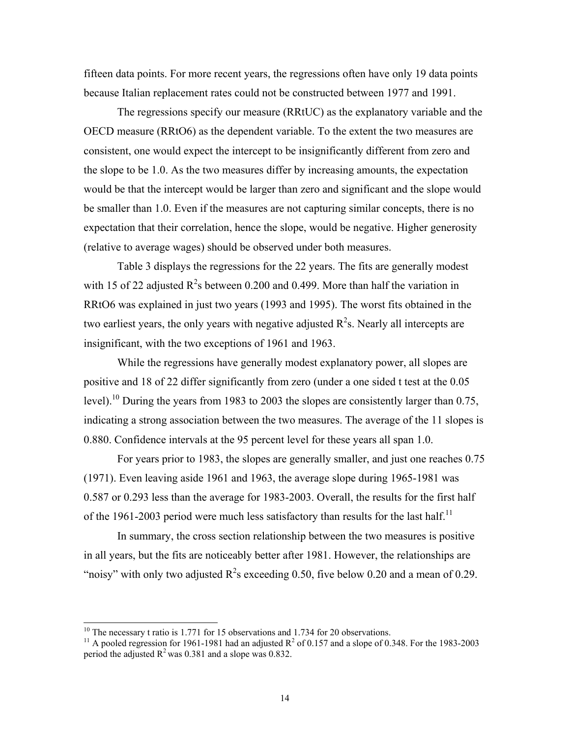fifteen data points. For more recent years, the regressions often have only 19 data points because Italian replacement rates could not be constructed between 1977 and 1991.

The regressions specify our measure (RRtUC) as the explanatory variable and the OECD measure (RRtO6) as the dependent variable. To the extent the two measures are consistent, one would expect the intercept to be insignificantly different from zero and the slope to be 1.0. As the two measures differ by increasing amounts, the expectation would be that the intercept would be larger than zero and significant and the slope would be smaller than 1.0. Even if the measures are not capturing similar concepts, there is no expectation that their correlation, hence the slope, would be negative. Higher generosity (relative to average wages) should be observed under both measures.

Table 3 displays the regressions for the 22 years. The fits are generally modest with 15 of 22 adjusted $R^2$s between 0.200 and 0.499. More than half the variation in RRtO6 was explained in just two years (1993 and 1995). The worst fits obtained in the two earliest years, the only years with negative adjusted $R^2$s. Nearly all intercepts are insignificant, with the two exceptions of 1961 and 1963.

While the regressions have generally modest explanatory power, all slopes are positive and 18 of 22 differ significantly from zero (under a one sided t test at the 0.05 level).[10] During the years from 1983 to 2003 the slopes are consistently larger than 0.75, indicating a strong association between the two measures. The average of the 11 slopes is 0.880. Confidence intervals at the 95 percent level for these years all span 1.0.

For years prior to 1983, the slopes are generally smaller, and just one reaches 0.75 (1971). Even leaving aside 1961 and 1963, the average slope during 1965-1981 was 0.587 or 0.293 less than the average for 1983-2003. Overall, the results for the first half of the 1961-2003 period were much less satisfactory than results for the last half.[11]

In summary, the cross section relationship between the two measures is positive in all years, but the fits are noticeably better after 1981. However, the relationships are "noisy" with only two adjusted $R^2$s exceeding 0.50, five below 0.20 and a mean of 0.29.

---

[10] The necessary t ratio is 1.771 for 15 observations and 1.734 for 20 observations.

[11] A pooled regression for 1961-1981 had an adjusted $R^2$ of 0.157 and a slope of 0.348. For the 1983-2003 period the adjusted $R^2$ was 0.381 and a slope was 0.832.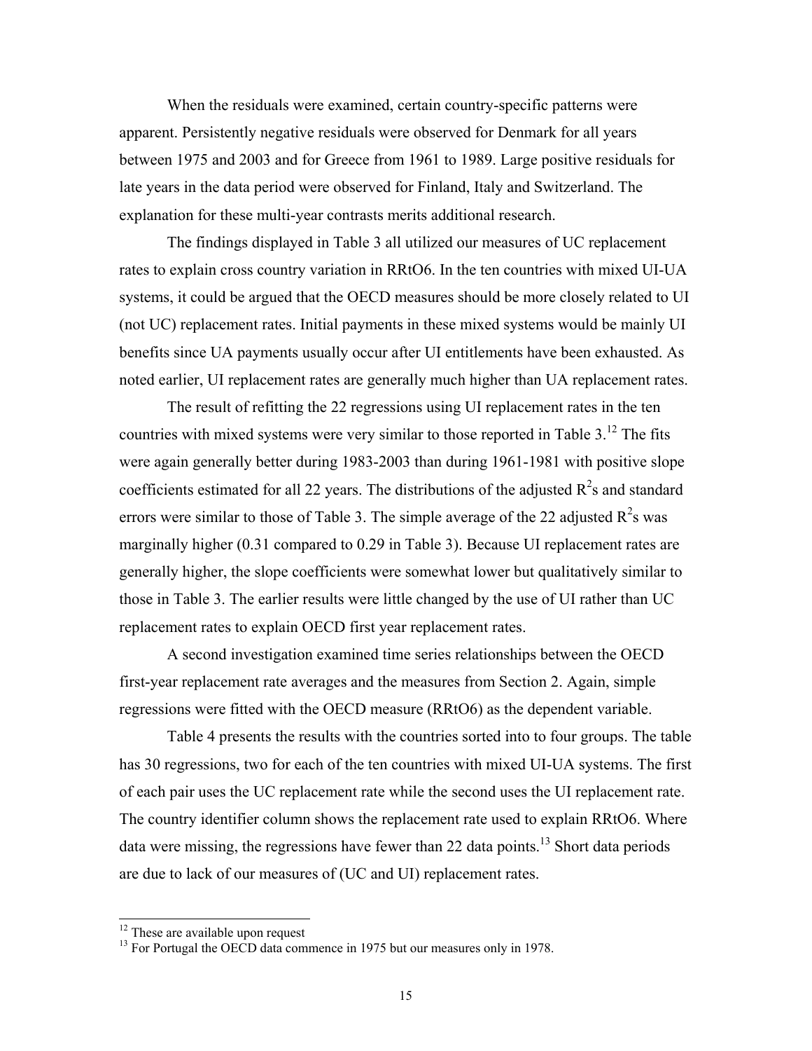When the residuals were examined, certain country-specific patterns were apparent. Persistently negative residuals were observed for Denmark for all years between 1975 and 2003 and for Greece from 1961 to 1989. Large positive residuals for late years in the data period were observed for Finland, Italy and Switzerland. The explanation for these multi-year contrasts merits additional research.

The findings displayed in Table 3 all utilized our measures of UC replacement rates to explain cross country variation in RRtO6. In the ten countries with mixed UI-UA systems, it could be argued that the OECD measures should be more closely related to UI (not UC) replacement rates. Initial payments in these mixed systems would be mainly UI benefits since UA payments usually occur after UI entitlements have been exhausted. As noted earlier, UI replacement rates are generally much higher than UA replacement rates.

The result of refitting the 22 regressions using UI replacement rates in the ten countries with mixed systems were very similar to those reported in Table 3.[12] The fits were again generally better during 1983-2003 than during 1961-1981 with positive slope coefficients estimated for all 22 years. The distributions of the adjusted $R^2$s and standard errors were similar to those of Table 3. The simple average of the 22 adjusted $R^2$s was marginally higher (0.31 compared to 0.29 in Table 3). Because UI replacement rates are generally higher, the slope coefficients were somewhat lower but qualitatively similar to those in Table 3. The earlier results were little changed by the use of UI rather than UC replacement rates to explain OECD first year replacement rates.

A second investigation examined time series relationships between the OECD first-year replacement rate averages and the measures from Section 2. Again, simple regressions were fitted with the OECD measure (RRtO6) as the dependent variable.

Table 4 presents the results with the countries sorted into to four groups. The table has 30 regressions, two for each of the ten countries with mixed UI-UA systems. The first of each pair uses the UC replacement rate while the second uses the UI replacement rate. The country identifier column shows the replacement rate used to explain RRtO6. Where data were missing, the regressions have fewer than 22 data points.[13] Short data periods are due to lack of our measures of (UC and UI) replacement rates.

[12] These are available upon request

[13] For Portugal the OECD data commence in 1975 but our measures only in 1978.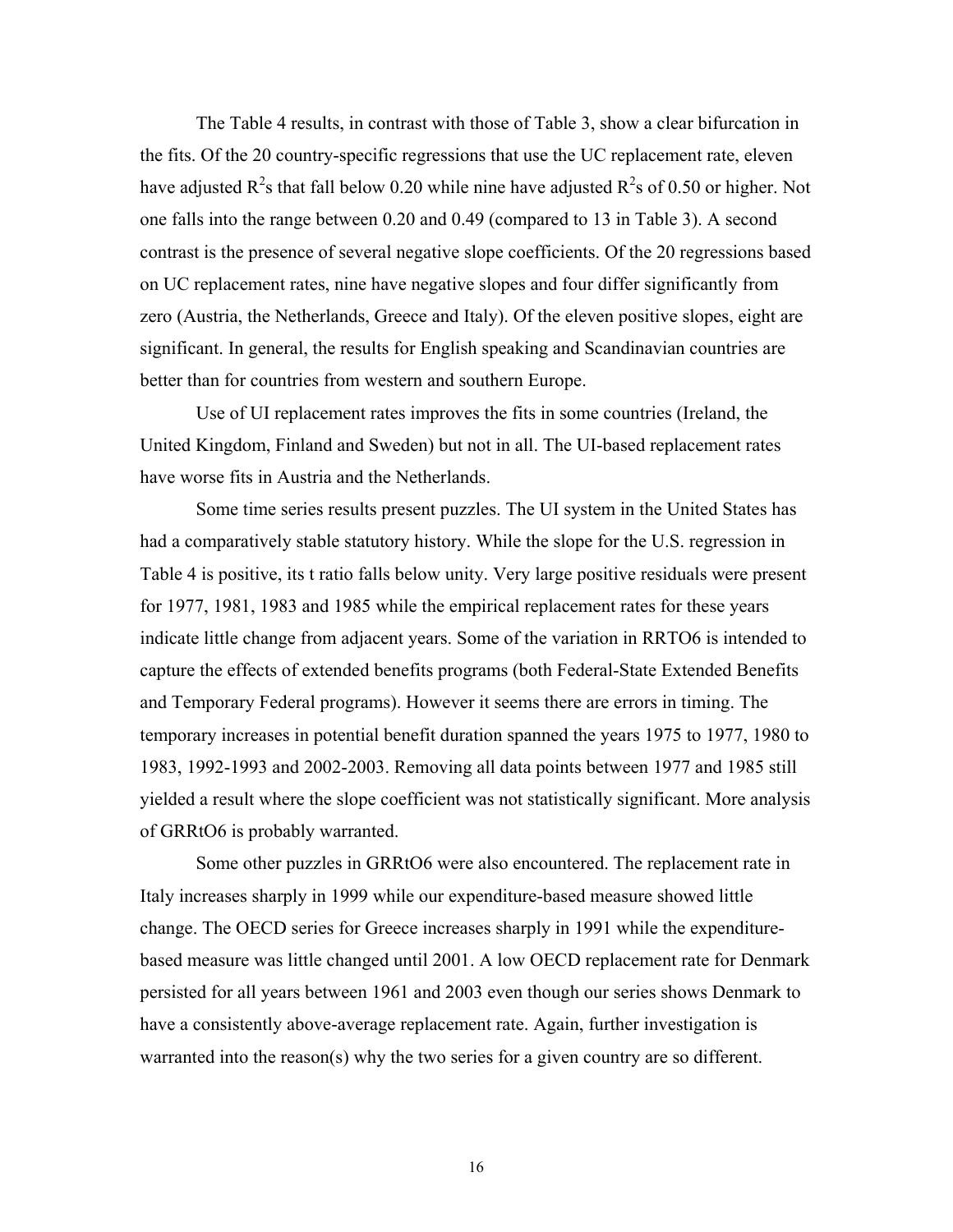The Table 4 results, in contrast with those of Table 3, show a clear bifurcation in the fits. Of the 20 country-specific regressions that use the UC replacement rate, eleven have adjusted $R^2$s that fall below 0.20 while nine have adjusted $R^2$s of 0.50 or higher. Not one falls into the range between 0.20 and 0.49 (compared to 13 in Table 3). A second contrast is the presence of several negative slope coefficients. Of the 20 regressions based on UC replacement rates, nine have negative slopes and four differ significantly from zero (Austria, the Netherlands, Greece and Italy). Of the eleven positive slopes, eight are significant. In general, the results for English speaking and Scandinavian countries are better than for countries from western and southern Europe.

Use of UI replacement rates improves the fits in some countries (Ireland, the United Kingdom, Finland and Sweden) but not in all. The UI-based replacement rates have worse fits in Austria and the Netherlands.

Some time series results present puzzles. The UI system in the United States has had a comparatively stable statutory history. While the slope for the U.S. regression in Table 4 is positive, its t ratio falls below unity. Very large positive residuals were present for 1977, 1981, 1983 and 1985 while the empirical replacement rates for these years indicate little change from adjacent years. Some of the variation in RRTO6 is intended to capture the effects of extended benefits programs (both Federal-State Extended Benefits and Temporary Federal programs). However it seems there are errors in timing. The temporary increases in potential benefit duration spanned the years 1975 to 1977, 1980 to 1983, 1992-1993 and 2002-2003. Removing all data points between 1977 and 1985 still yielded a result where the slope coefficient was not statistically significant. More analysis of GRRtO6 is probably warranted.

Some other puzzles in GRRtO6 were also encountered. The replacement rate in Italy increases sharply in 1999 while our expenditure-based measure showed little change. The OECD series for Greece increases sharply in 1991 while the expenditure-based measure was little changed until 2001. A low OECD replacement rate for Denmark persisted for all years between 1961 and 2003 even though our series shows Denmark to have a consistently above-average replacement rate. Again, further investigation is warranted into the reason(s) why the two series for a given country are so different.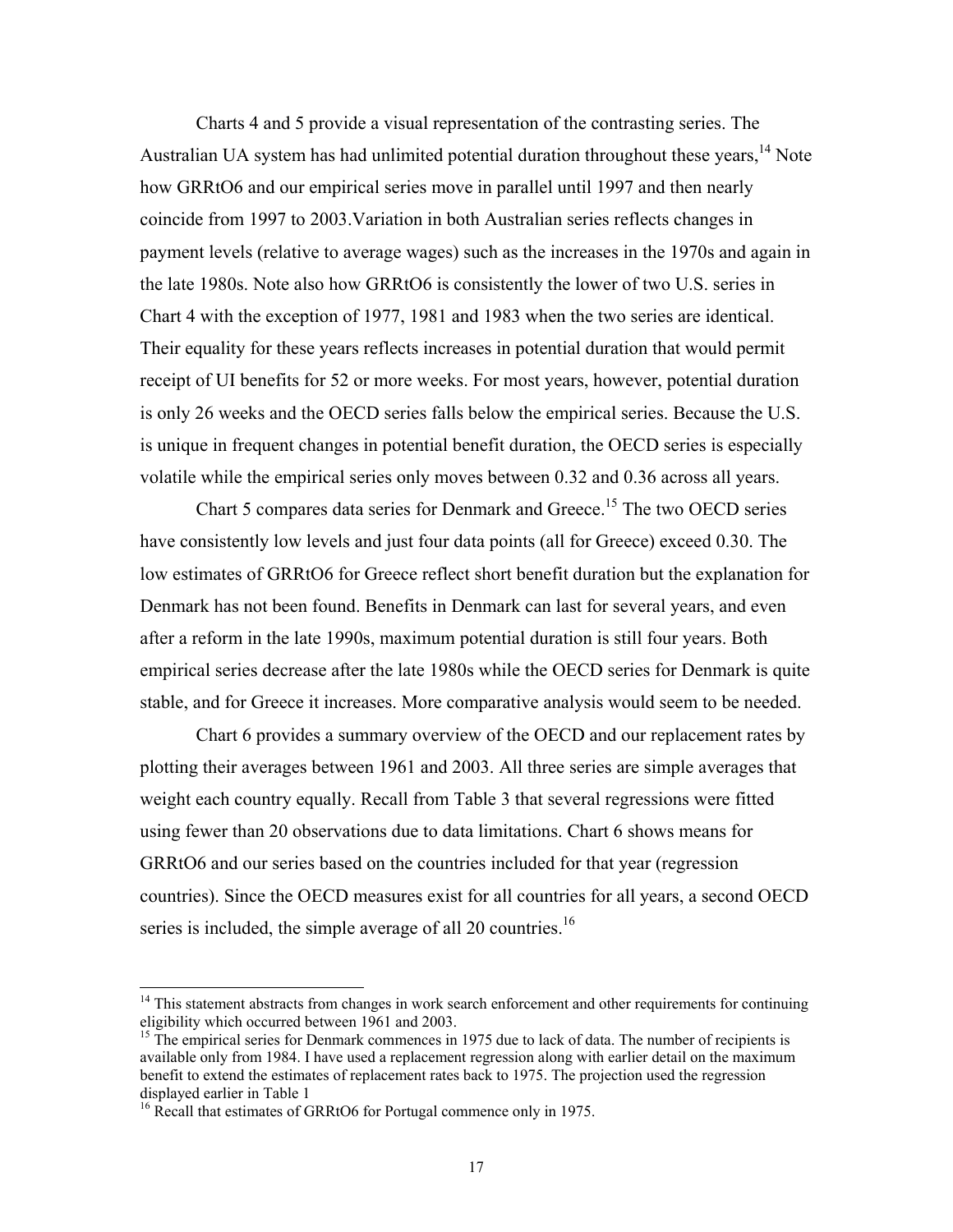Charts 4 and 5 provide a visual representation of the contrasting series. The Australian UA system has had unlimited potential duration throughout these years,[14] Note how GRRtO6 and our empirical series move in parallel until 1997 and then nearly coincide from 1997 to 2003.Variation in both Australian series reflects changes in payment levels (relative to average wages) such as the increases in the 1970s and again in the late 1980s. Note also how GRRtO6 is consistently the lower of two U.S. series in Chart 4 with the exception of 1977, 1981 and 1983 when the two series are identical. Their equality for these years reflects increases in potential duration that would permit receipt of UI benefits for 52 or more weeks. For most years, however, potential duration is only 26 weeks and the OECD series falls below the empirical series. Because the U.S. is unique in frequent changes in potential benefit duration, the OECD series is especially volatile while the empirical series only moves between 0.32 and 0.36 across all years.

Chart 5 compares data series for Denmark and Greece.[15] The two OECD series have consistently low levels and just four data points (all for Greece) exceed 0.30. The low estimates of GRRtO6 for Greece reflect short benefit duration but the explanation for Denmark has not been found. Benefits in Denmark can last for several years, and even after a reform in the late 1990s, maximum potential duration is still four years. Both empirical series decrease after the late 1980s while the OECD series for Denmark is quite stable, and for Greece it increases. More comparative analysis would seem to be needed.

Chart 6 provides a summary overview of the OECD and our replacement rates by plotting their averages between 1961 and 2003. All three series are simple averages that weight each country equally. Recall from Table 3 that several regressions were fitted using fewer than 20 observations due to data limitations. Chart 6 shows means for GRRtO6 and our series based on the countries included for that year (regression countries). Since the OECD measures exist for all countries for all years, a second OECD series is included, the simple average of all 20 countries.[16]

---

[14] This statement abstracts from changes in work search enforcement and other requirements for continuing eligibility which occurred between 1961 and 2003.

[15] The empirical series for Denmark commences in 1975 due to lack of data. The number of recipients is available only from 1984. I have used a replacement regression along with earlier detail on the maximum benefit to extend the estimates of replacement rates back to 1975. The projection used the regression displayed earlier in Table 1

[16] Recall that estimates of GRRtO6 for Portugal commence only in 1975.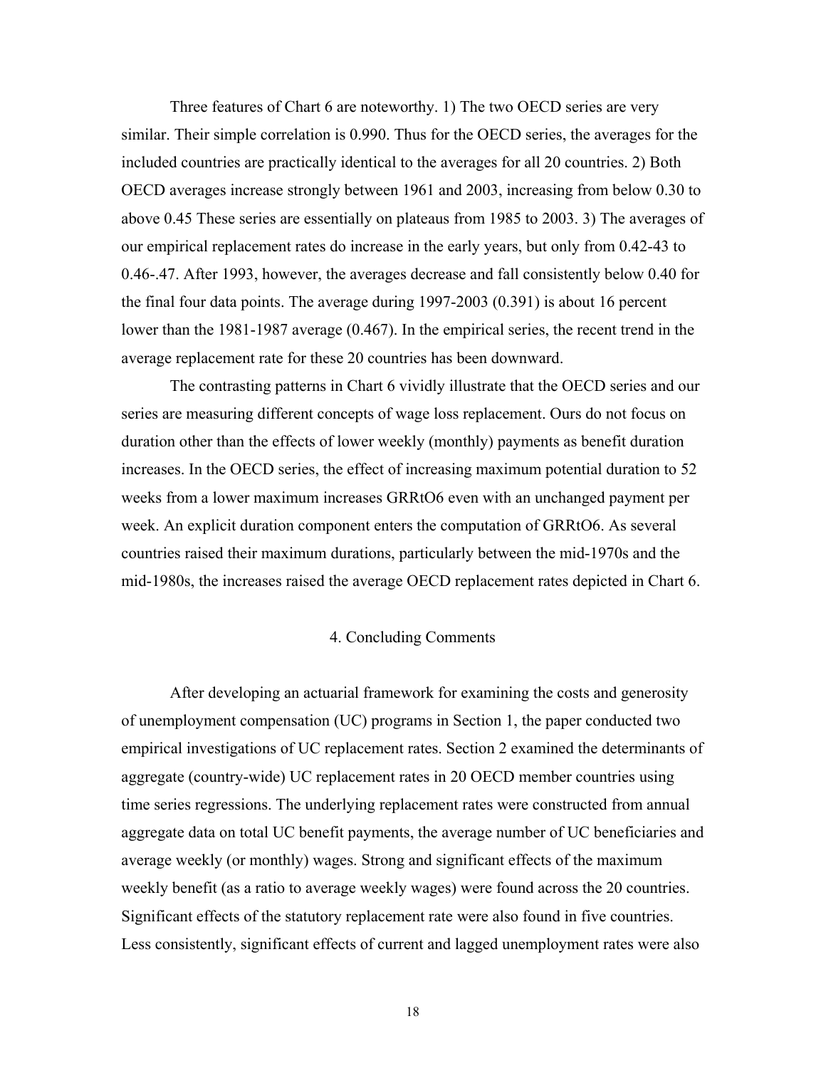Three features of Chart 6 are noteworthy. 1) The two OECD series are very similar. Their simple correlation is 0.990. Thus for the OECD series, the averages for the included countries are practically identical to the averages for all 20 countries. 2) Both OECD averages increase strongly between 1961 and 2003, increasing from below 0.30 to above 0.45 These series are essentially on plateaus from 1985 to 2003. 3) The averages of our empirical replacement rates do increase in the early years, but only from 0.42-43 to 0.46-.47. After 1993, however, the averages decrease and fall consistently below 0.40 for the final four data points. The average during 1997-2003 (0.391) is about 16 percent lower than the 1981-1987 average (0.467). In the empirical series, the recent trend in the average replacement rate for these 20 countries has been downward.

The contrasting patterns in Chart 6 vividly illustrate that the OECD series and our series are measuring different concepts of wage loss replacement. Ours do not focus on duration other than the effects of lower weekly (monthly) payments as benefit duration increases. In the OECD series, the effect of increasing maximum potential duration to 52 weeks from a lower maximum increases GRRtO6 even with an unchanged payment per week. An explicit duration component enters the computation of GRRtO6. As several countries raised their maximum durations, particularly between the mid-1970s and the mid-1980s, the increases raised the average OECD replacement rates depicted in Chart 6.

## 4. Concluding Comments

After developing an actuarial framework for examining the costs and generosity of unemployment compensation (UC) programs in Section 1, the paper conducted two empirical investigations of UC replacement rates. Section 2 examined the determinants of aggregate (country-wide) UC replacement rates in 20 OECD member countries using time series regressions. The underlying replacement rates were constructed from annual aggregate data on total UC benefit payments, the average number of UC beneficiaries and average weekly (or monthly) wages. Strong and significant effects of the maximum weekly benefit (as a ratio to average weekly wages) were found across the 20 countries. Significant effects of the statutory replacement rate were also found in five countries. Less consistently, significant effects of current and lagged unemployment rates were also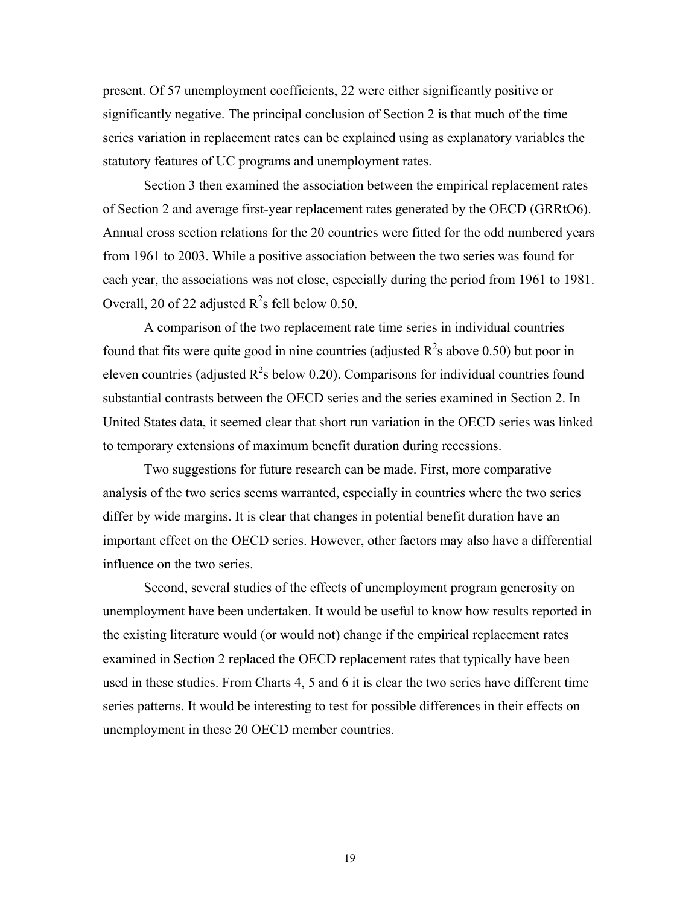present. Of 57 unemployment coefficients, 22 were either significantly positive or significantly negative. The principal conclusion of Section 2 is that much of the time series variation in replacement rates can be explained using as explanatory variables the statutory features of UC programs and unemployment rates.

Section 3 then examined the association between the empirical replacement rates of Section 2 and average first-year replacement rates generated by the OECD (GRRtO6). Annual cross section relations for the 20 countries were fitted for the odd numbered years from 1961 to 2003. While a positive association between the two series was found for each year, the associations was not close, especially during the period from 1961 to 1981. Overall, 20 of 22 adjusted $R^2$s fell below 0.50.

A comparison of the two replacement rate time series in individual countries found that fits were quite good in nine countries (adjusted $R^2$s above 0.50) but poor in eleven countries (adjusted $R^2$s below 0.20). Comparisons for individual countries found substantial contrasts between the OECD series and the series examined in Section 2. In United States data, it seemed clear that short run variation in the OECD series was linked to temporary extensions of maximum benefit duration during recessions.

Two suggestions for future research can be made. First, more comparative analysis of the two series seems warranted, especially in countries where the two series differ by wide margins. It is clear that changes in potential benefit duration have an important effect on the OECD series. However, other factors may also have a differential influence on the two series.

Second, several studies of the effects of unemployment program generosity on unemployment have been undertaken. It would be useful to know how results reported in the existing literature would (or would not) change if the empirical replacement rates examined in Section 2 replaced the OECD replacement rates that typically have been used in these studies. From Charts 4, 5 and 6 it is clear the two series have different time series patterns. It would be interesting to test for possible differences in their effects on unemployment in these 20 OECD member countries.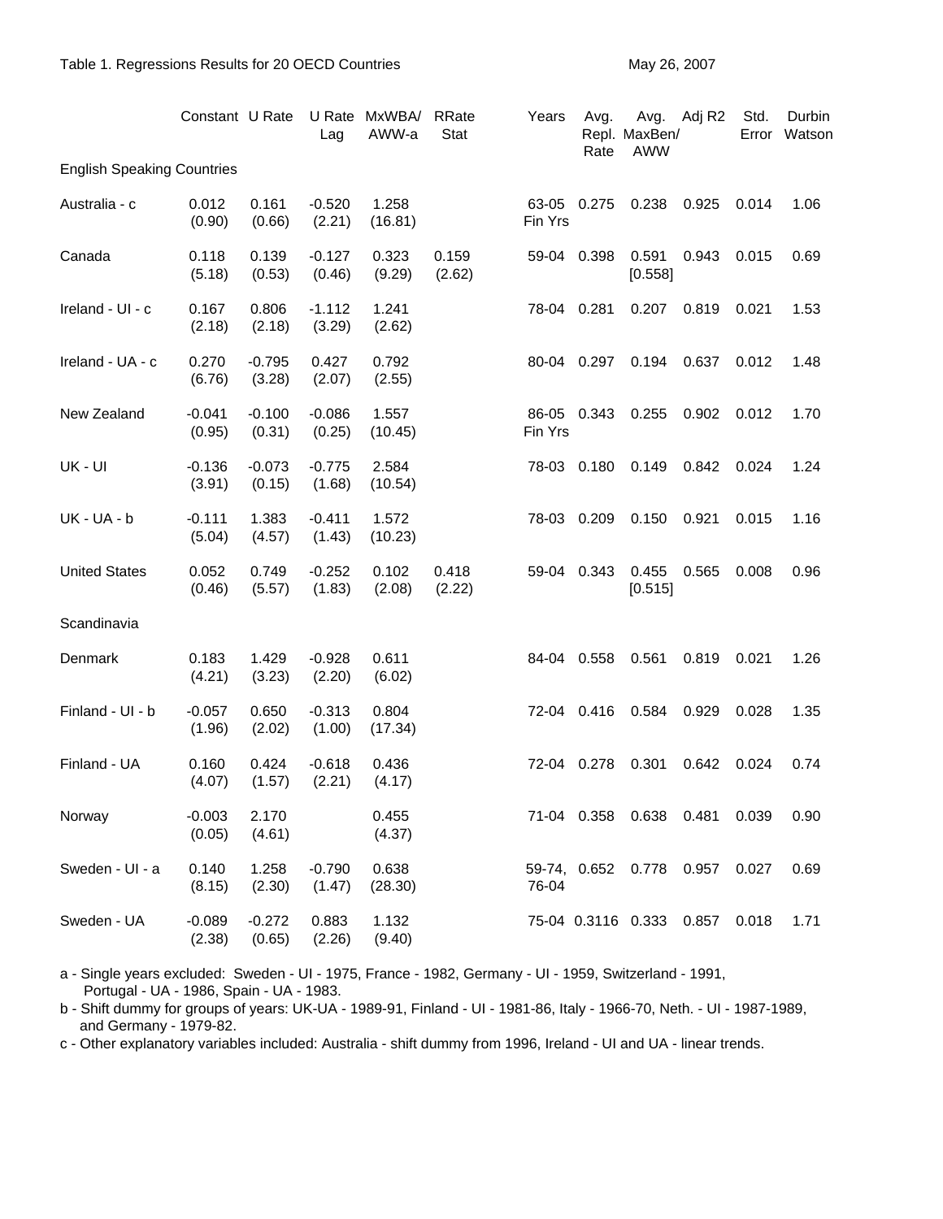Table 1. Regressions Results for 20 OECD Countries

May 26, 2007

| | Constant | U Rate | U Rate Lag | MxWBA/ AWW-a | RRate Stat | Years | Avg. Repl. Rate | Avg. MaxBen/ AWW | Adj R2 | Std. Error | Durbin Watson |
|---|---|---|---|---|---|---|---|---|---|---|---|
| **English Speaking Countries** | | | | | | | | | | | |
| Australia - c | 0.012 (0.90) | 0.161 (0.66) | -0.520 (2.21) | 1.258 (16.81) | | 63-05 Fin Yrs | 0.275 | 0.238 | 0.925 | 0.014 | 1.06 |
| Canada | 0.118 (5.18) | 0.139 (0.53) | -0.127 (0.46) | 0.323 (9.29) | 0.159 (2.62) | 59-04 | 0.398 | 0.591 [0.558] | 0.943 | 0.015 | 0.69 |
| Ireland - UI - c | 0.167 (2.18) | 0.806 (2.18) | -1.112 (3.29) | 1.241 (2.62) | | 78-04 | 0.281 | 0.207 | 0.819 | 0.021 | 1.53 |
| Ireland - UA - c | 0.270 (6.76) | -0.795 (3.28) | 0.427 (2.07) | 0.792 (2.55) | | 80-04 | 0.297 | 0.194 | 0.637 | 0.012 | 1.48 |
| New Zealand | -0.041 (0.95) | -0.100 (0.31) | -0.086 (0.25) | 1.557 (10.45) | | 86-05 Fin Yrs | 0.343 | 0.255 | 0.902 | 0.012 | 1.70 |
| UK - UI | -0.136 (3.91) | -0.073 (0.15) | -0.775 (1.68) | 2.584 (10.54) | | 78-03 | 0.180 | 0.149 | 0.842 | 0.024 | 1.24 |
| UK - UA - b | -0.111 (5.04) | 1.383 (4.57) | -0.411 (1.43) | 1.572 (10.23) | | 78-03 | 0.209 | 0.150 | 0.921 | 0.015 | 1.16 |
| United States | 0.052 (0.46) | 0.749 (5.57) | -0.252 (1.83) | 0.102 (2.08) | 0.418 (2.22) | 59-04 | 0.343 | 0.455 [0.515] | 0.565 | 0.008 | 0.96 |
| **Scandinavia** | | | | | | | | | | | |
| Denmark | 0.183 (4.21) | 1.429 (3.23) | -0.928 (2.20) | 0.611 (6.02) | | 84-04 | 0.558 | 0.561 | 0.819 | 0.021 | 1.26 |
| Finland - UI - b | -0.057 (1.96) | 0.650 (2.02) | -0.313 (1.00) | 0.804 (17.34) | | 72-04 | 0.416 | 0.584 | 0.929 | 0.028 | 1.35 |
| Finland - UA | 0.160 (4.07) | 0.424 (1.57) | -0.618 (2.21) | 0.436 (4.17) | | 72-04 | 0.278 | 0.301 | 0.642 | 0.024 | 0.74 |
| Norway | -0.003 (0.05) | 2.170 (4.61) | | 0.455 (4.37) | | 71-04 | 0.358 | 0.638 | 0.481 | 0.039 | 0.90 |
| Sweden - UI - a | 0.140 (8.15) | 1.258 (2.30) | -0.790 (1.47) | 0.638 (28.30) | | 59-74, 76-04 | 0.652 | 0.778 | 0.957 | 0.027 | 0.69 |
| Sweden - UA | -0.089 (2.38) | -0.272 (0.65) | 0.883 (2.26) | 1.132 (9.40) | | 75-04 | 0.3116 | 0.333 | 0.857 | 0.018 | 1.71 |

a - Single years excluded: Sweden - UI - 1975, France - 1982, Germany - UI - 1959, Switzerland - 1991, Portugal - UA - 1986, Spain - UA - 1983.

b - Shift dummy for groups of years: UK-UA - 1989-91, Finland - UI - 1981-86, Italy - 1966-70, Neth. - UI - 1987-1989, and Germany - 1979-82.

c - Other explanatory variables included: Australia - shift dummy from 1996, Ireland - UI and UA - linear trends.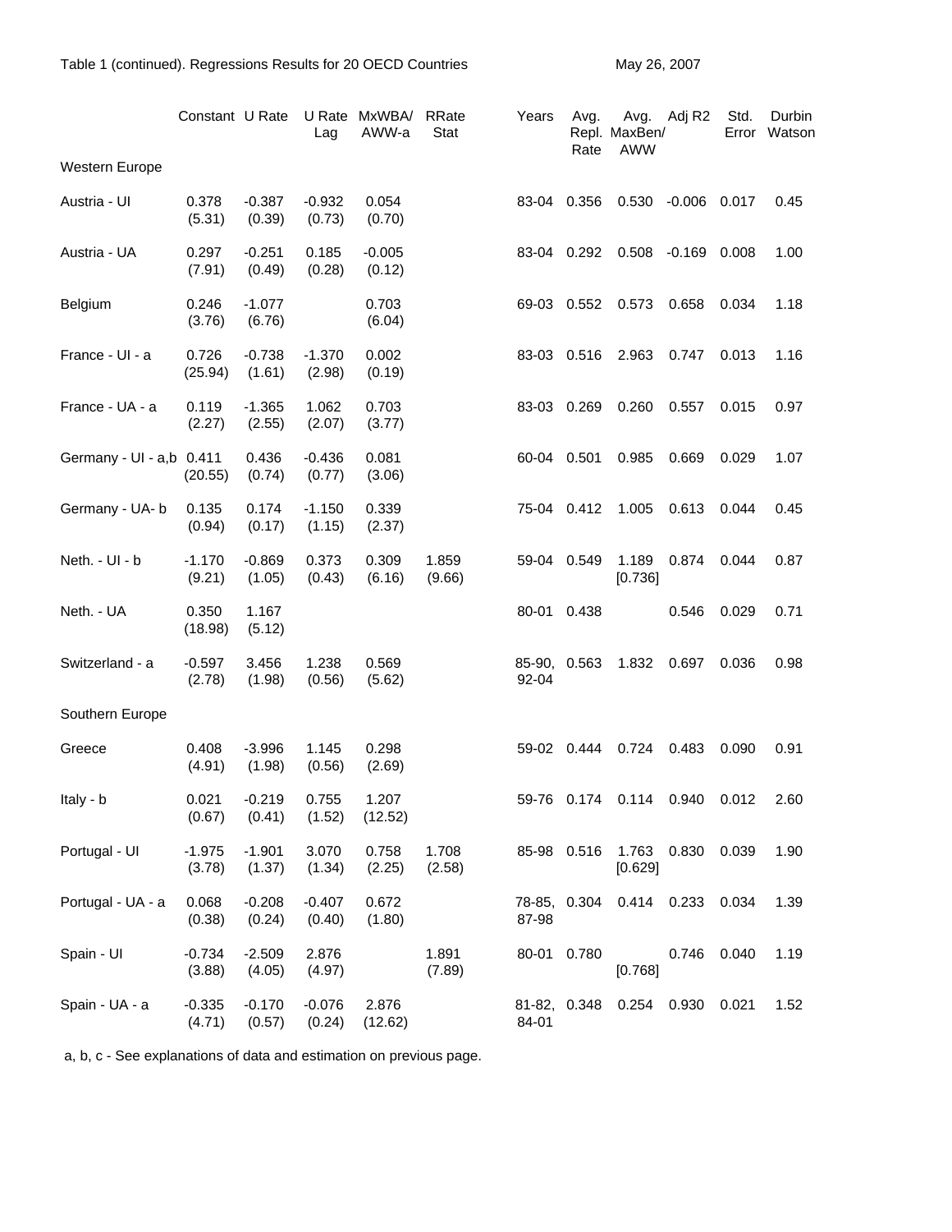Table 1 (continued). Regressions Results for 20 OECD Countries

| | Constant | U Rate | U Rate Lag | MxWBA/ AWW-a | RRate Stat | Years | Avg. Repl. Rate | Avg. MaxBen/ AWW | Adj R2 | Std. Error | Durbin Watson |
|---|---|---|---|---|---|---|---|---|---|---|---|
| **Western Europe** | | | | | | | | | | | |
| Austria - UI | 0.378 | -0.387 | -0.932 | 0.054 | | 83-04 | 0.356 | 0.530 | -0.006 | 0.017 | 0.45 |
| | (5.31) | (0.39) | (0.73) | (0.70) | | | | | | | |
| Austria - UA | 0.297 | -0.251 | 0.185 | -0.005 | | 83-04 | 0.292 | 0.508 | -0.169 | 0.008 | 1.00 |
| | (7.91) | (0.49) | (0.28) | (0.12) | | | | | | | |
| Belgium | 0.246 | -1.077 | | 0.703 | | 69-03 | 0.552 | 0.573 | 0.658 | 0.034 | 1.18 |
| | (3.76) | (6.76) | | (6.04) | | | | | | | |
| France - UI - a | 0.726 | -0.738 | -1.370 | 0.002 | | 83-03 | 0.516 | 2.963 | 0.747 | 0.013 | 1.16 |
| | (25.94) | (1.61) | (2.98) | (0.19) | | | | | | | |
| France - UA - a | 0.119 | -1.365 | 1.062 | 0.703 | | 83-03 | 0.269 | 0.260 | 0.557 | 0.015 | 0.97 |
| | (2.27) | (2.55) | (2.07) | (3.77) | | | | | | | |
| Germany - UI - a,b | 0.411 | 0.436 | -0.436 | 0.081 | | 60-04 | 0.501 | 0.985 | 0.669 | 0.029 | 1.07 |
| | (20.55) | (0.74) | (0.77) | (3.06) | | | | | | | |
| Germany - UA- b | 0.135 | 0.174 | -1.150 | 0.339 | | 75-04 | 0.412 | 1.005 | 0.613 | 0.044 | 0.45 |
| | (0.94) | (0.17) | (1.15) | (2.37) | | | | | | | |
| Neth. - UI - b | -1.170 | -0.869 | 0.373 | 0.309 | 1.859 | 59-04 | 0.549 | 1.189 | 0.874 | 0.044 | 0.87 |
| | (9.21) | (1.05) | (0.43) | (6.16) | (9.66) | | | [0.736] | | | |
| Neth. - UA | 0.350 | 1.167 | | | | 80-01 | 0.438 | | 0.546 | 0.029 | 0.71 |
| | (18.98) | (5.12) | | | | | | | | | |
| Switzerland - a | -0.597 | 3.456 | 1.238 | 0.569 | | 85-90, 92-04 | 0.563 | 1.832 | 0.697 | 0.036 | 0.98 |
| | (2.78) | (1.98) | (0.56) | (5.62) | | | | | | | |
| **Southern Europe** | | | | | | | | | | | |
| Greece | 0.408 | -3.996 | 1.145 | 0.298 | | 59-02 | 0.444 | 0.724 | 0.483 | 0.090 | 0.91 |
| | (4.91) | (1.98) | (0.56) | (2.69) | | | | | | | |
| Italy - b | 0.021 | -0.219 | 0.755 | 1.207 | | 59-76 | 0.174 | 0.114 | 0.940 | 0.012 | 2.60 |
| | (0.67) | (0.41) | (1.52) | (12.52) | | | | | | | |
| Portugal - UI | -1.975 | -1.901 | 3.070 | 0.758 | 1.708 | 85-98 | 0.516 | 1.763 | 0.830 | 0.039 | 1.90 |
| | (3.78) | (1.37) | (1.34) | (2.25) | (2.58) | | | [0.629] | | | |
| Portugal - UA - a | 0.068 | -0.208 | -0.407 | 0.672 | | 78-85, 87-98 | 0.304 | 0.414 | 0.233 | 0.034 | 1.39 |
| | (0.38) | (0.24) | (0.40) | (1.80) | | | | | | | |
| Spain - UI | -0.734 | -2.509 | 2.876 | | 1.891 | 80-01 | 0.780 | | 0.746 | 0.040 | 1.19 |
| | (3.88) | (4.05) | (4.97) | | (7.89) | | | [0.768] | | | |
| Spain - UA - a | -0.335 | -0.170 | -0.076 | 2.876 | | 81-82, 84-01 | 0.348 | 0.254 | 0.930 | 0.021 | 1.52 |
| | (4.71) | (0.57) | (0.24) | (12.62) | | | | | | | |

a, b, c - See explanations of data and estimation on previous page.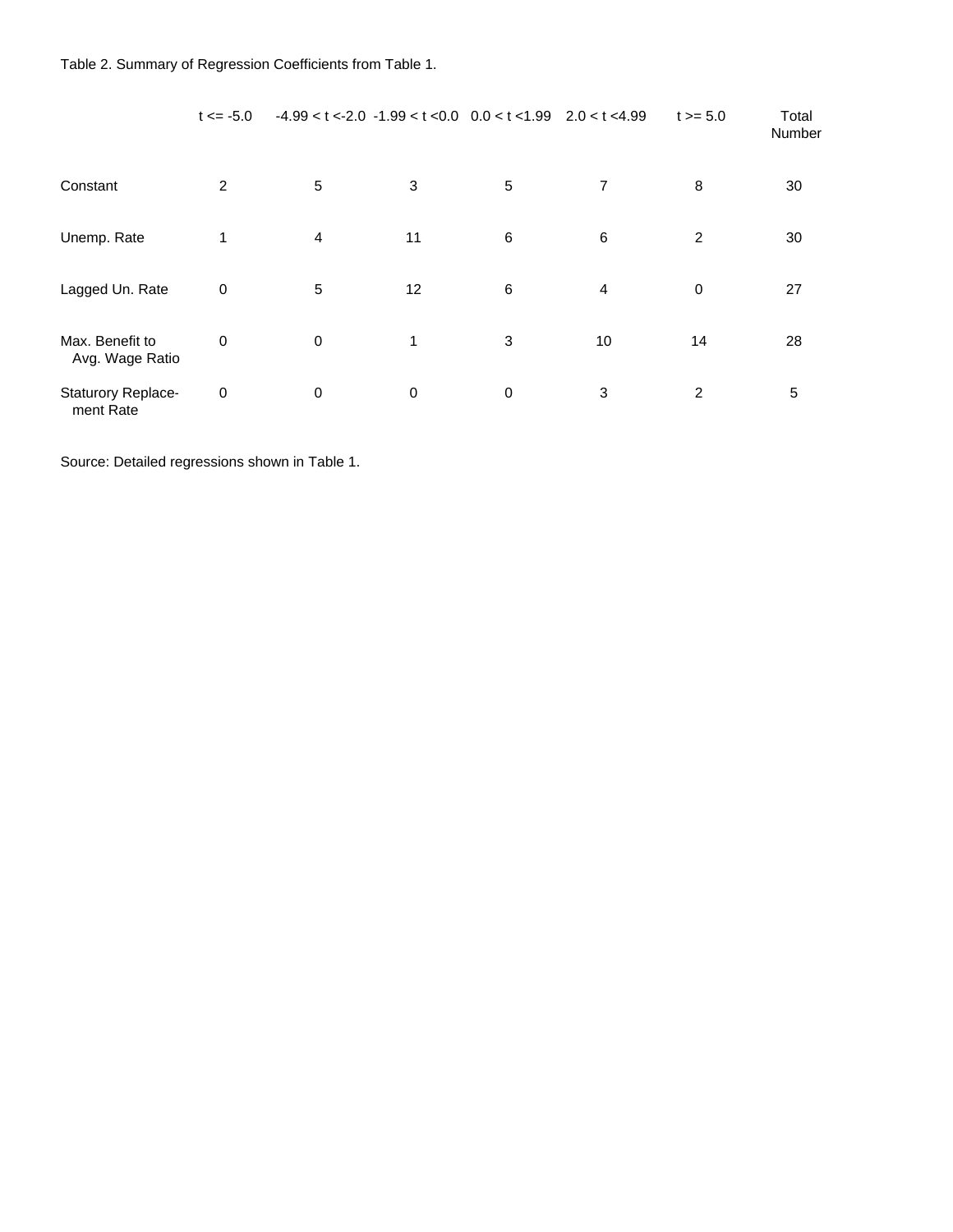Table 2. Summary of Regression Coefficients from Table 1.

| | t <= -5.0 | -4.99 < t <-2.0 | -1.99 < t <0.0 | 0.0 < t <1.99 | 2.0 < t <4.99 | t >= 5.0 | Total Number |
|---|---|---|---|---|---|---|---|
| Constant | 2 | 5 | 3 | 5 | 7 | 8 | 30 |
| Unemp. Rate | 1 | 4 | 11 | 6 | 6 | 2 | 30 |
| Lagged Un. Rate | 0 | 5 | 12 | 6 | 4 | 0 | 27 |
| Max. Benefit to Avg. Wage Ratio | 0 | 0 | 1 | 3 | 10 | 14 | 28 |
| Staturory Replace-ment Rate | 0 | 0 | 0 | 0 | 3 | 2 | 5 |

Source: Detailed regressions shown in Table 1.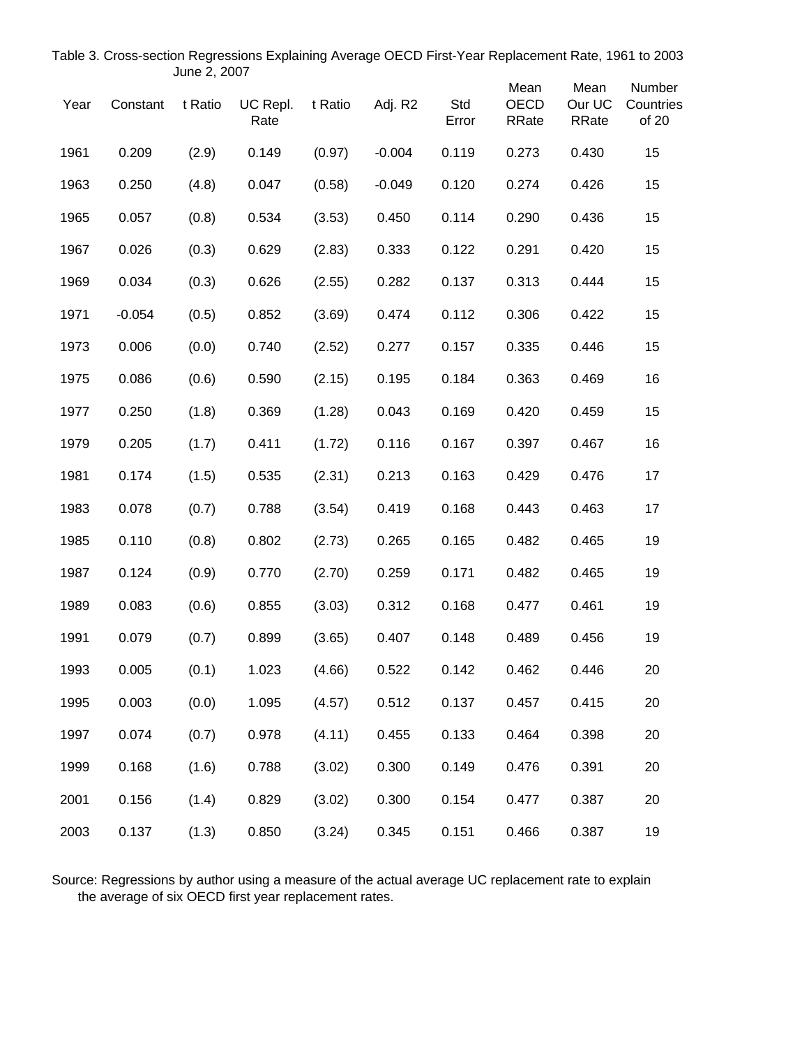Table 3. Cross-section Regressions Explaining Average OECD First-Year Replacement Rate, 1961 to 2003

June 2, 2007

| Year | Constant | t Ratio | UC Repl. Rate | t Ratio | Adj. R2 | Std Error | Mean OECD RRate | Mean Our UC RRate | Number Countries of 20 |
|---|---|---|---|---|---|---|---|---|---|
| 1961 | 0.209 | (2.9) | 0.149 | (0.97) | -0.004 | 0.119 | 0.273 | 0.430 | 15 |
| 1963 | 0.250 | (4.8) | 0.047 | (0.58) | -0.049 | 0.120 | 0.274 | 0.426 | 15 |
| 1965 | 0.057 | (0.8) | 0.534 | (3.53) | 0.450 | 0.114 | 0.290 | 0.436 | 15 |
| 1967 | 0.026 | (0.3) | 0.629 | (2.83) | 0.333 | 0.122 | 0.291 | 0.420 | 15 |
| 1969 | 0.034 | (0.3) | 0.626 | (2.55) | 0.282 | 0.137 | 0.313 | 0.444 | 15 |
| 1971 | -0.054 | (0.5) | 0.852 | (3.69) | 0.474 | 0.112 | 0.306 | 0.422 | 15 |
| 1973 | 0.006 | (0.0) | 0.740 | (2.52) | 0.277 | 0.157 | 0.335 | 0.446 | 15 |
| 1975 | 0.086 | (0.6) | 0.590 | (2.15) | 0.195 | 0.184 | 0.363 | 0.469 | 16 |
| 1977 | 0.250 | (1.8) | 0.369 | (1.28) | 0.043 | 0.169 | 0.420 | 0.459 | 15 |
| 1979 | 0.205 | (1.7) | 0.411 | (1.72) | 0.116 | 0.167 | 0.397 | 0.467 | 16 |
| 1981 | 0.174 | (1.5) | 0.535 | (2.31) | 0.213 | 0.163 | 0.429 | 0.476 | 17 |
| 1983 | 0.078 | (0.7) | 0.788 | (3.54) | 0.419 | 0.168 | 0.443 | 0.463 | 17 |
| 1985 | 0.110 | (0.8) | 0.802 | (2.73) | 0.265 | 0.165 | 0.482 | 0.465 | 19 |
| 1987 | 0.124 | (0.9) | 0.770 | (2.70) | 0.259 | 0.171 | 0.482 | 0.465 | 19 |
| 1989 | 0.083 | (0.6) | 0.855 | (3.03) | 0.312 | 0.168 | 0.477 | 0.461 | 19 |
| 1991 | 0.079 | (0.7) | 0.899 | (3.65) | 0.407 | 0.148 | 0.489 | 0.456 | 19 |
| 1993 | 0.005 | (0.1) | 1.023 | (4.66) | 0.522 | 0.142 | 0.462 | 0.446 | 20 |
| 1995 | 0.003 | (0.0) | 1.095 | (4.57) | 0.512 | 0.137 | 0.457 | 0.415 | 20 |
| 1997 | 0.074 | (0.7) | 0.978 | (4.11) | 0.455 | 0.133 | 0.464 | 0.398 | 20 |
| 1999 | 0.168 | (1.6) | 0.788 | (3.02) | 0.300 | 0.149 | 0.476 | 0.391 | 20 |
| 2001 | 0.156 | (1.4) | 0.829 | (3.02) | 0.300 | 0.154 | 0.477 | 0.387 | 20 |
| 2003 | 0.137 | (1.3) | 0.850 | (3.24) | 0.345 | 0.151 | 0.466 | 0.387 | 19 |

Source: Regressions by author using a measure of the actual average UC replacement rate to explain the average of six OECD first year replacement rates.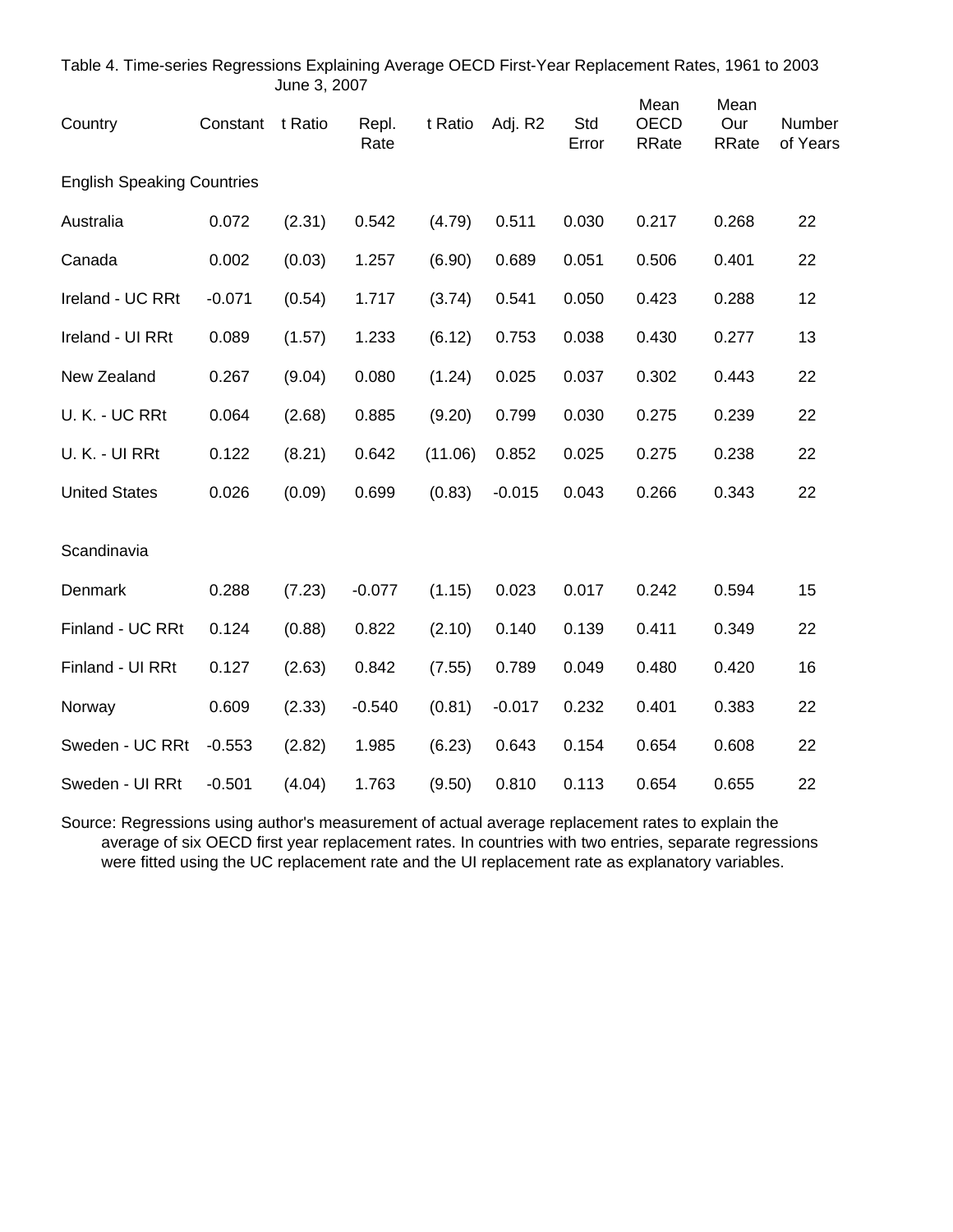Table 4. Time-series Regressions Explaining Average OECD First-Year Replacement Rates, 1961 to 2003

June 3, 2007

| Country | Constant | t Ratio | Repl. Rate | t Ratio | Adj. R2 | Std Error | Mean OECD RRate | Mean Our RRate | Number of Years |
|---|---|---|---|---|---|---|---|---|---|
| English Speaking Countries | | | | | | | | | |
| Australia | 0.072 | (2.31) | 0.542 | (4.79) | 0.511 | 0.030 | 0.217 | 0.268 | 22 |
| Canada | 0.002 | (0.03) | 1.257 | (6.90) | 0.689 | 0.051 | 0.506 | 0.401 | 22 |
| Ireland - UC RRt | -0.071 | (0.54) | 1.717 | (3.74) | 0.541 | 0.050 | 0.423 | 0.288 | 12 |
| Ireland - UI RRt | 0.089 | (1.57) | 1.233 | (6.12) | 0.753 | 0.038 | 0.430 | 0.277 | 13 |
| New Zealand | 0.267 | (9.04) | 0.080 | (1.24) | 0.025 | 0.037 | 0.302 | 0.443 | 22 |
| U. K. - UC RRt | 0.064 | (2.68) | 0.885 | (9.20) | 0.799 | 0.030 | 0.275 | 0.239 | 22 |
| U. K. - UI RRt | 0.122 | (8.21) | 0.642 | (11.06) | 0.852 | 0.025 | 0.275 | 0.238 | 22 |
| United States | 0.026 | (0.09) | 0.699 | (0.83) | -0.015 | 0.043 | 0.266 | 0.343 | 22 |
| Scandinavia | | | | | | | | | |
| Denmark | 0.288 | (7.23) | -0.077 | (1.15) | 0.023 | 0.017 | 0.242 | 0.594 | 15 |
| Finland - UC RRt | 0.124 | (0.88) | 0.822 | (2.10) | 0.140 | 0.139 | 0.411 | 0.349 | 22 |
| Finland - UI RRt | 0.127 | (2.63) | 0.842 | (7.55) | 0.789 | 0.049 | 0.480 | 0.420 | 16 |
| Norway | 0.609 | (2.33) | -0.540 | (0.81) | -0.017 | 0.232 | 0.401 | 0.383 | 22 |
| Sweden - UC RRt | -0.553 | (2.82) | 1.985 | (6.23) | 0.643 | 0.154 | 0.654 | 0.608 | 22 |
| Sweden - UI RRt | -0.501 | (4.04) | 1.763 | (9.50) | 0.810 | 0.113 | 0.654 | 0.655 | 22 |

Source: Regressions using author's measurement of actual average replacement rates to explain the average of six OECD first year replacement rates. In countries with two entries, separate regressions were fitted using the UC replacement rate and the UI replacement rate as explanatory variables.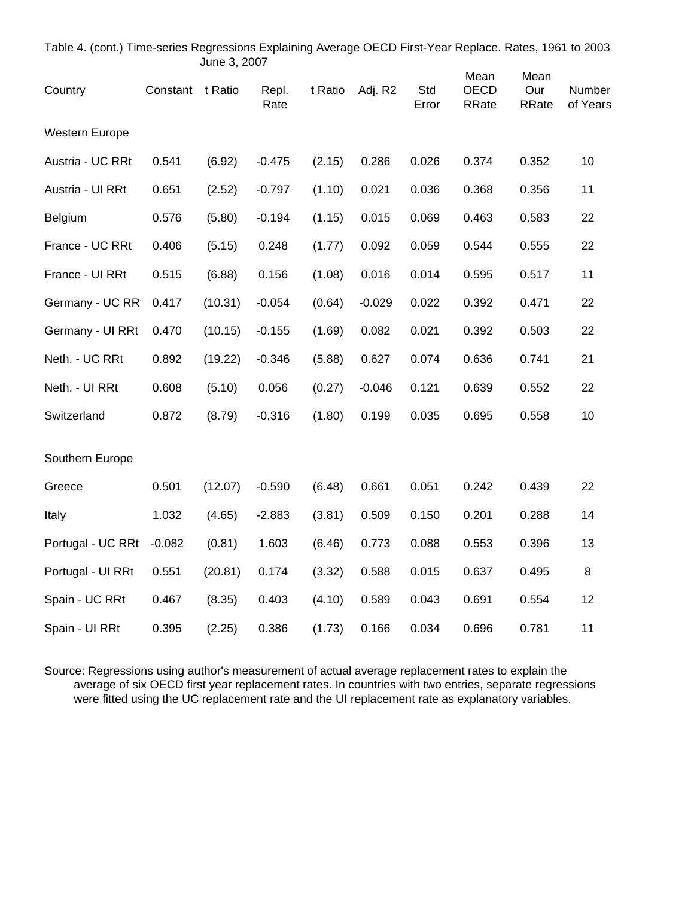Table 4. (cont.) Time-series Regressions Explaining Average OECD First-Year Replace. Rates, 1961 to 2003
June 3, 2007

| Country | Constant | t Ratio | Repl. Rate | t Ratio | Adj. R2 | Std Error | Mean OECD RRate | Mean Our RRate | Number of Years |
|---|---|---|---|---|---|---|---|---|---|
| Western Europe | | | | | | | | | |
| Austria - UC RRt | 0.541 | (6.92) | -0.475 | (2.15) | 0.286 | 0.026 | 0.374 | 0.352 | 10 |
| Austria - UI RRt | 0.651 | (2.52) | -0.797 | (1.10) | 0.021 | 0.036 | 0.368 | 0.356 | 11 |
| Belgium | 0.576 | (5.80) | -0.194 | (1.15) | 0.015 | 0.069 | 0.463 | 0.583 | 22 |
| France - UC RRt | 0.406 | (5.15) | 0.248 | (1.77) | 0.092 | 0.059 | 0.544 | 0.555 | 22 |
| France - UI RRt | 0.515 | (6.88) | 0.156 | (1.08) | 0.016 | 0.014 | 0.595 | 0.517 | 11 |
| Germany - UC RR | 0.417 | (10.31) | -0.054 | (0.64) | -0.029 | 0.022 | 0.392 | 0.471 | 22 |
| Germany - UI RRt | 0.470 | (10.15) | -0.155 | (1.69) | 0.082 | 0.021 | 0.392 | 0.503 | 22 |
| Neth. - UC RRt | 0.892 | (19.22) | -0.346 | (5.88) | 0.627 | 0.074 | 0.636 | 0.741 | 21 |
| Neth. - UI RRt | 0.608 | (5.10) | 0.056 | (0.27) | -0.046 | 0.121 | 0.639 | 0.552 | 22 |
| Switzerland | 0.872 | (8.79) | -0.316 | (1.80) | 0.199 | 0.035 | 0.695 | 0.558 | 10 |
| Southern Europe | | | | | | | | | |
| Greece | 0.501 | (12.07) | -0.590 | (6.48) | 0.661 | 0.051 | 0.242 | 0.439 | 22 |
| Italy | 1.032 | (4.65) | -2.883 | (3.81) | 0.509 | 0.150 | 0.201 | 0.288 | 14 |
| Portugal - UC RRt | -0.082 | (0.81) | 1.603 | (6.46) | 0.773 | 0.088 | 0.553 | 0.396 | 13 |
| Portugal - UI RRt | 0.551 | (20.81) | 0.174 | (3.32) | 0.588 | 0.015 | 0.637 | 0.495 | 8 |
| Spain - UC RRt | 0.467 | (8.35) | 0.403 | (4.10) | 0.589 | 0.043 | 0.691 | 0.554 | 12 |
| Spain - UI RRt | 0.395 | (2.25) | 0.386 | (1.73) | 0.166 | 0.034 | 0.696 | 0.781 | 11 |

Source: Regressions using author's measurement of actual average replacement rates to explain the average of six OECD first year replacement rates. In countries with two entries, separate regressions were fitted using the UC replacement rate and the UI replacement rate as explanatory variables.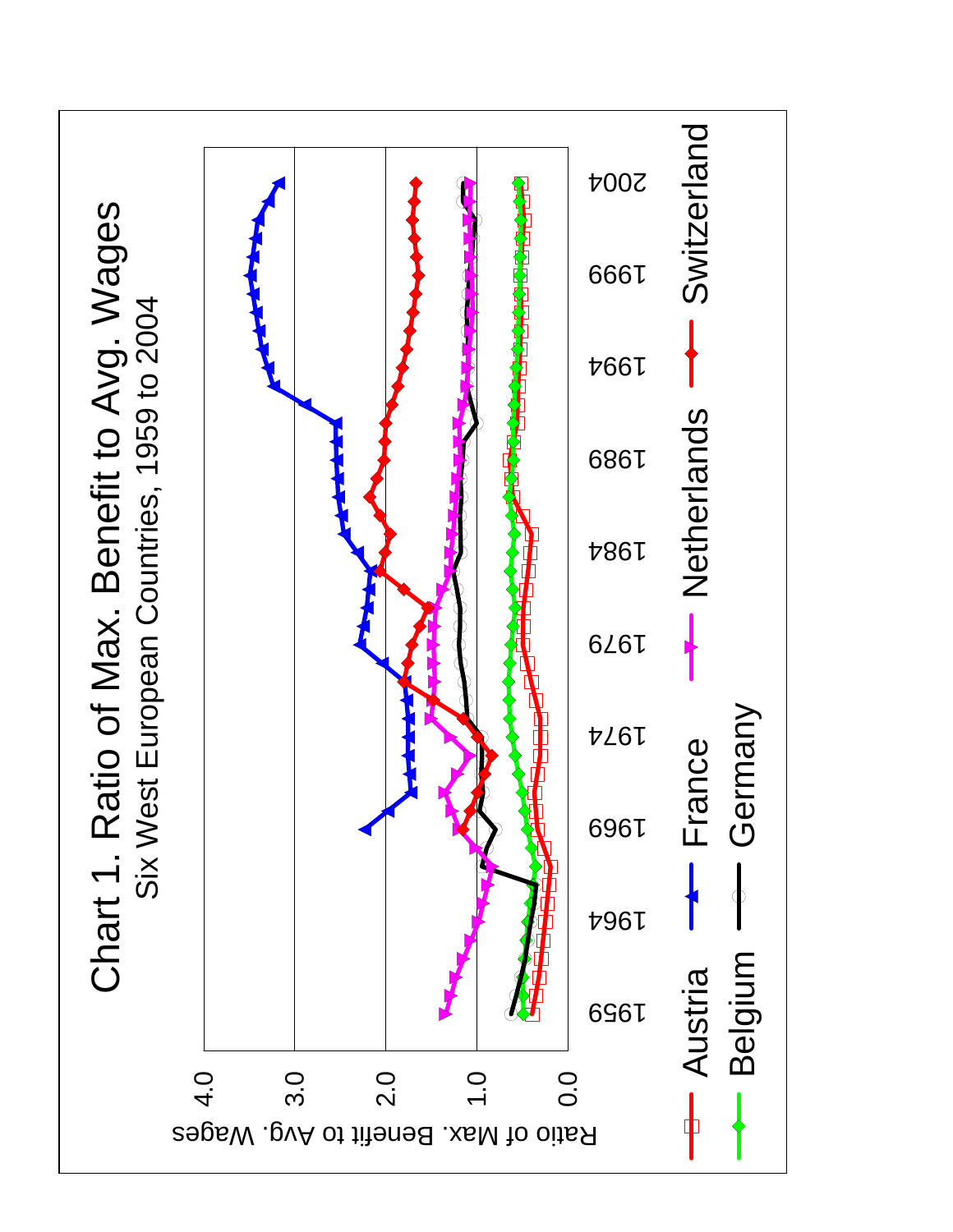# Chart 1. Ratio of Max. Benefit to Avg. Wages

Six West European Countries, 1959 to 2004

Ratio of Max. Benefit to Avg. Wages

4.0
3.0
2.0
1.0
0.0

1959 1964 1969 1974 1979 1984 1989 1994 1999 2004

Austria — France — Netherlands — Switzerland — Belgium — Germany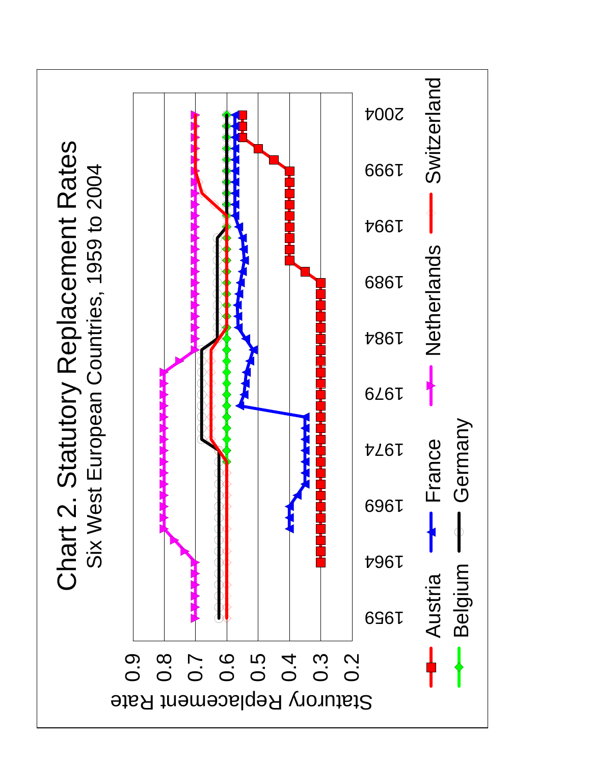# Chart 2. Statutory Replacement Rates

## Six West European Countries, 1959 to 2004

Statutory Replacement Rate

0.9, 0.8, 0.7, 0.6, 0.5, 0.4, 0.3, 0.2

1959, 1964, 1969, 1974, 1979, 1984, 1989, 1994, 1999, 2004

Austria, Belgium, France, Germany, Netherlands, Switzerland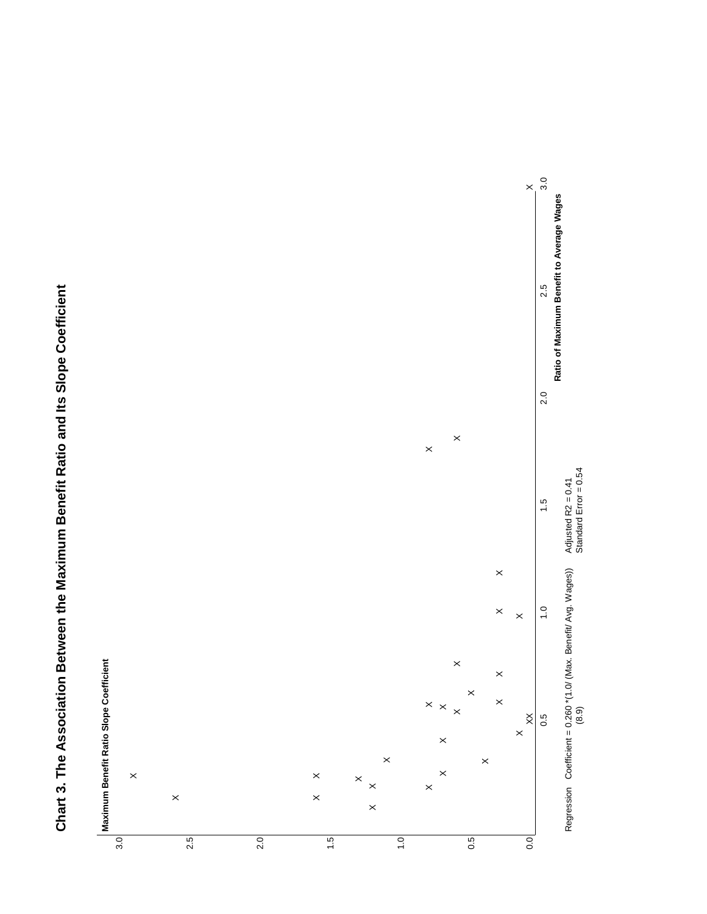**Chart 3. The Association Between the Maximum Benefit Ratio and Its Slope Coefficient**

Maximum Benefit Ratio Slope Coefficient

Ratio of Maximum Benefit to Average Wages

Regression Coefficient = 0.260 *(1.0/ (Max. Benefit/ Avg. Wages))
(8.9)

Adjusted R2 = 0.41
Standard Error = 0.54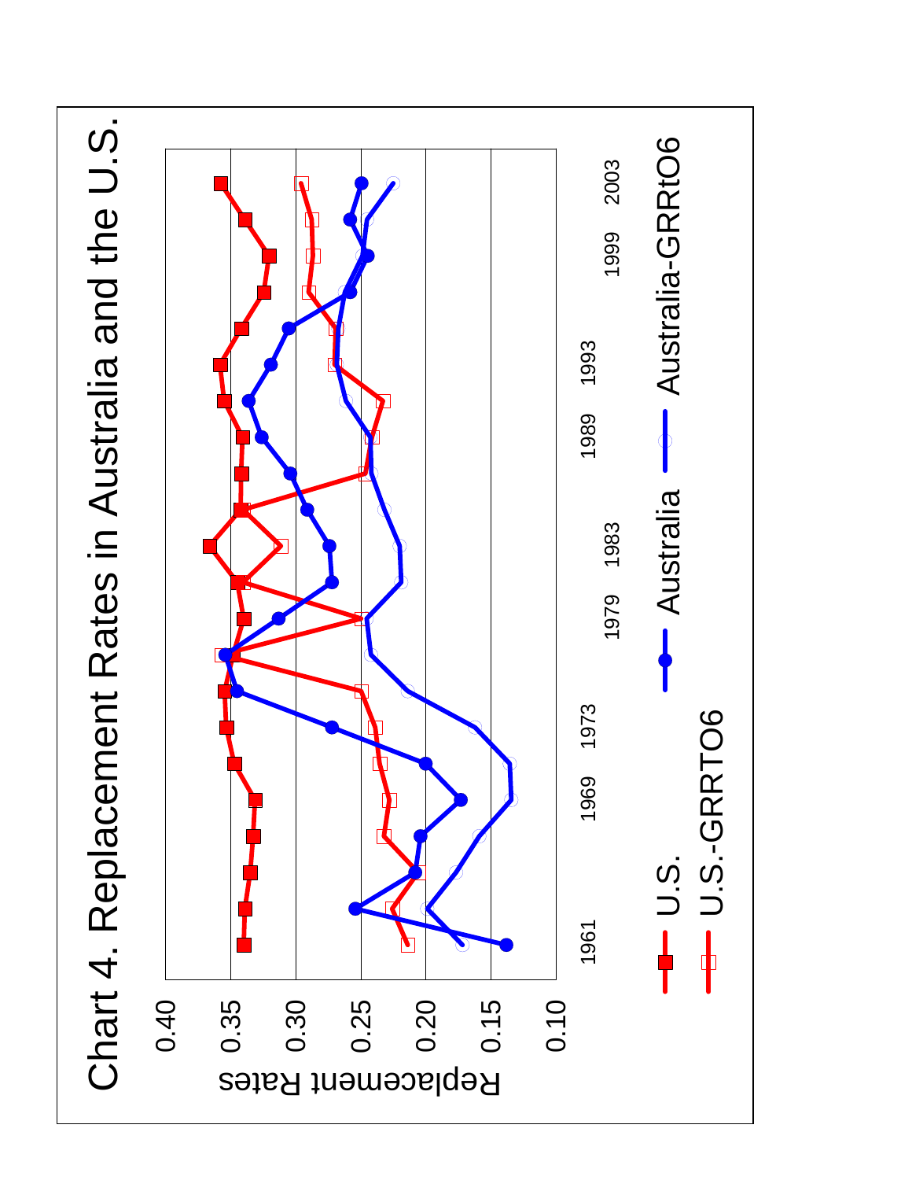# Chart 4. Replacement Rates in Australia and the U.S.

Replacement Rates

0.40
0.35
0.30
0.25
0.20
0.15
0.10

1961 1969 1973 1979 1983 1989 1993 1999 2003

U.S.
U.S.-GRRTO6
Australia
Australia-GRRtO6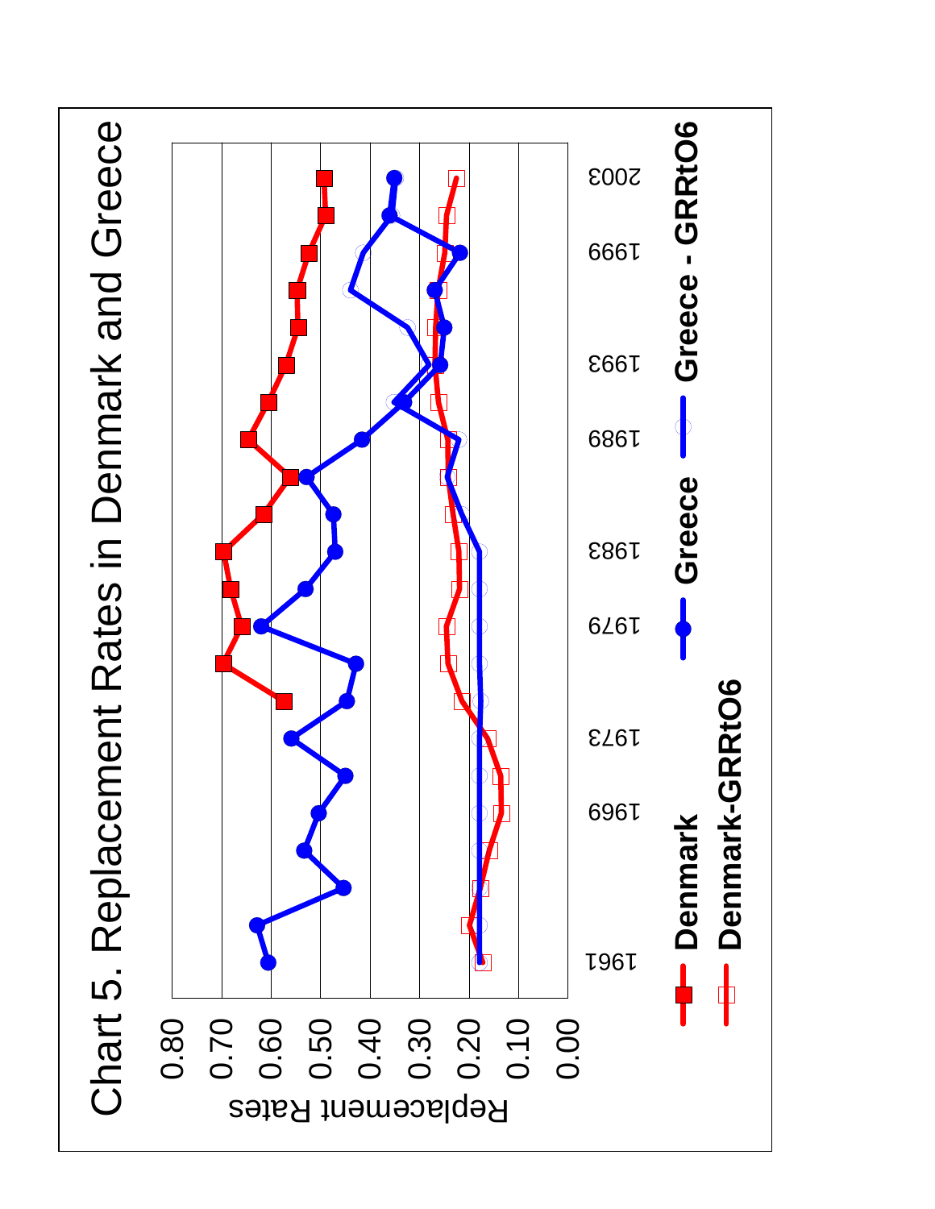# Chart 5. Replacement Rates in Denmark and Greece

Replacement Rates

0.80
0.70
0.60
0.50
0.40
0.30
0.20
0.10
0.00

1961 1969 1973 1979 1983 1989 1993 1999 2003

Denmark
Denmark-GRRtO6
Greece
Greece - GRRtO6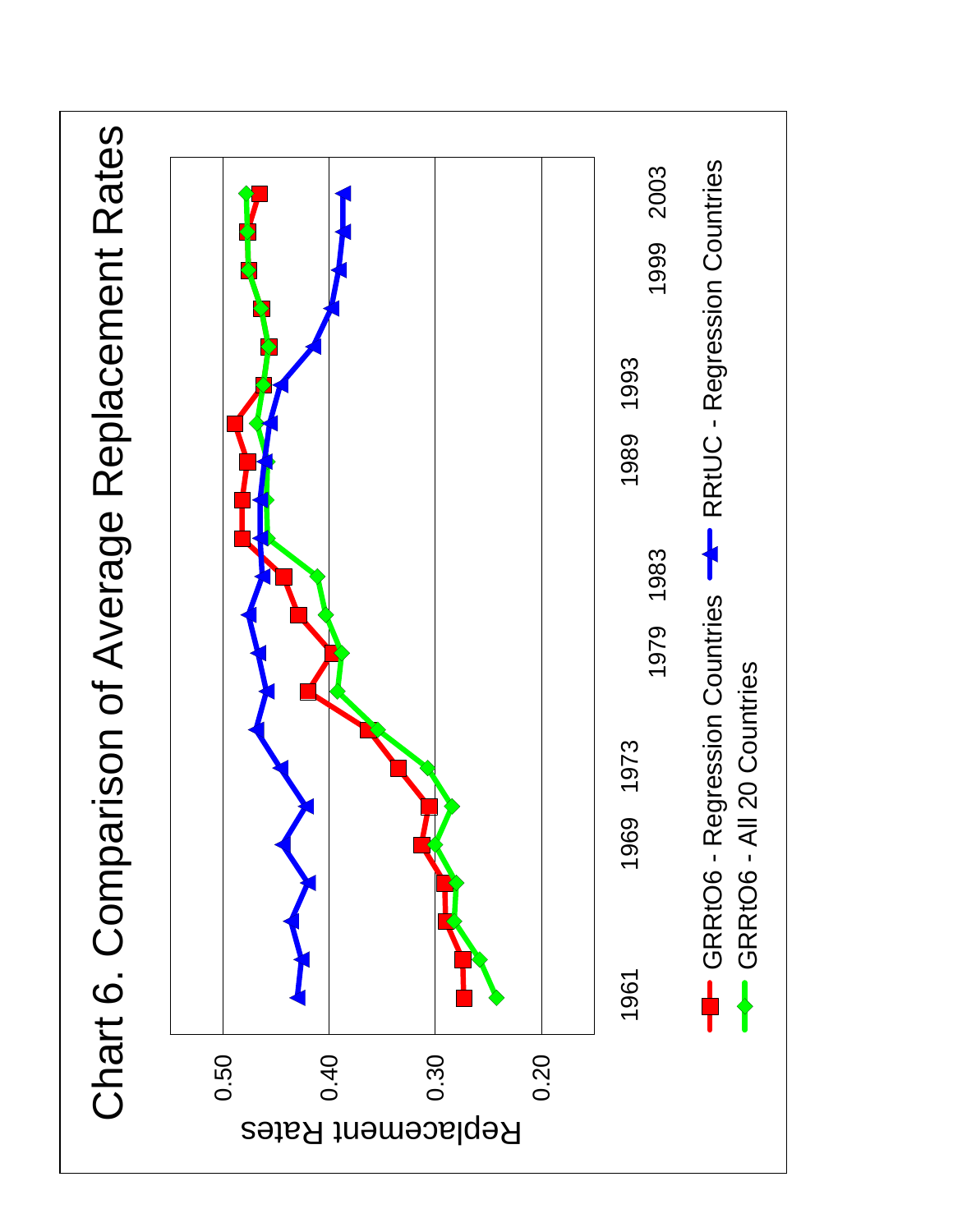# Chart 6. Comparison of Average Replacement Rates

Replacement Rates

0.50

0.40

0.30

0.20

1961

1969

1973

1979

1983

1989

1993

1999

2003

GRRtO6 - Regression Countries

GRRtO6 - All 20 Countries

RRtUC - Regression Countries